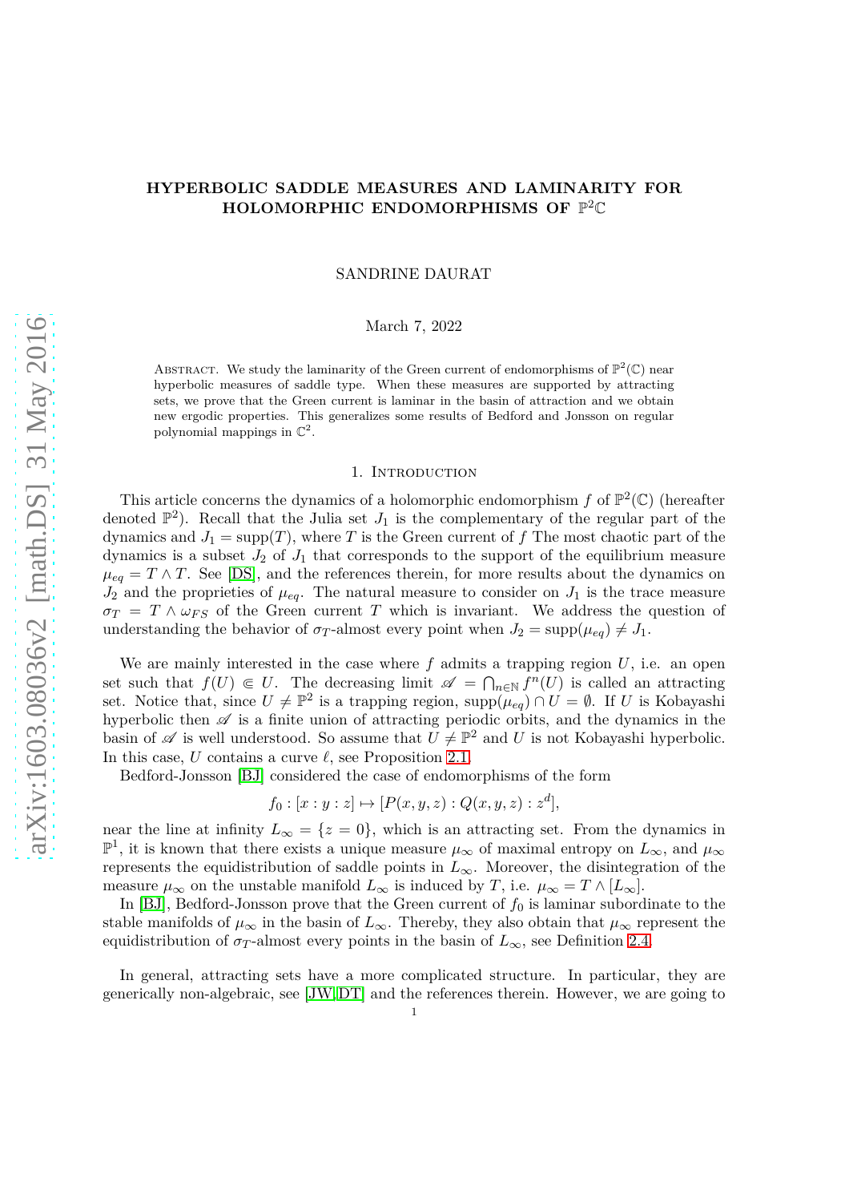# HYPERBOLIC SADDLE MEASURES AND LAMINARITY FOR HOLOMORPHIC ENDOMORPHISMS OF $\mathbb{P}^2\mathbb{C}$

SANDRINE DAURAT

March 7, 2022

Abstract. We study the laminarity of the Green current of endomorphisms of $\mathbb{P}^2(\mathbb{C})$ near hyperbolic measures of saddle type. When these measures are supported by attracting sets, we prove that the Green current is laminar in the basin of attraction and we obtain new ergodic properties. This generalizes some results of Bedford and Jonsson on regular polynomial mappings in $\mathbb{C}^2$.

## 1. Introduction

This article concerns the dynamics of a holomorphic endomorphism $f$ of $\mathbb{P}^2(\mathbb{C})$ (hereafter denoted $\mathbb{P}^2$). Recall that the Julia set $J_1$ is the complementary of the regular part of the dynamics and $J_1 = \mathrm{supp}(T)$, where $T$ is the Green current of $f$ The most chaotic part of the dynamics is a subset $J_2$ of $J_1$ that corresponds to the support of the equilibrium measure $\mu_{eq} = T \wedge T$. See [DS], and the references therein, for more results about the dynamics on $J_2$ and the proprieties of $\mu_{eq}$. The natural measure to consider on $J_1$ is the trace measure $\sigma_T = T \wedge \omega_{FS}$ of the Green current $T$ which is invariant. We address the question of understanding the behavior of $\sigma_T$-almost every point when $J_2 = \mathrm{supp}(\mu_{eq}) \neq J_1$.

We are mainly interested in the case where $f$ admits a trapping region $U$, i.e. an open set such that $f(U) \Subset U$. The decreasing limit $\mathscr{A} = \bigcap_{n\in\mathbb{N}} f^n(U)$ is called an attracting set. Notice that, since $U \neq \mathbb{P}^2$ is a trapping region, $\mathrm{supp}(\mu_{eq}) \cap U = \emptyset$. If $U$ is Kobayashi hyperbolic then $\mathscr{A}$ is a finite union of attracting periodic orbits, and the dynamics in the basin of $\mathscr{A}$ is well understood. So assume that $U \neq \mathbb{P}^2$ and $U$ is not Kobayashi hyperbolic. In this case, $U$ contains a curve $\ell$, see Proposition 2.1.

Bedford-Jonsson [BJ] considered the case of endomorphisms of the form

$$f_0 : [x : y : z] \mapsto [P(x, y, z) : Q(x, y, z) : z^d],$$

near the line at infinity $L_\infty = \{z = 0\}$, which is an attracting set. From the dynamics in $\mathbb{P}^1$, it is known that there exists a unique measure $\mu_\infty$ of maximal entropy on $L_\infty$, and $\mu_\infty$ represents the equidistribution of saddle points in $L_\infty$. Moreover, the disintegration of the measure $\mu_\infty$ on the unstable manifold $L_\infty$ is induced by $T$, i.e. $\mu_\infty = T \wedge [L_\infty]$.

In [BJ], Bedford-Jonsson prove that the Green current of $f_0$ is laminar subordinate to the stable manifolds of $\mu_\infty$ in the basin of $L_\infty$. Thereby, they also obtain that $\mu_\infty$ represent the equidistribution of $\sigma_T$-almost every points in the basin of $L_\infty$, see Definition 2.4.

In general, attracting sets have a more complicated structure. In particular, they are generically non-algebraic, see [JW, DT] and the references therein. However, we are going to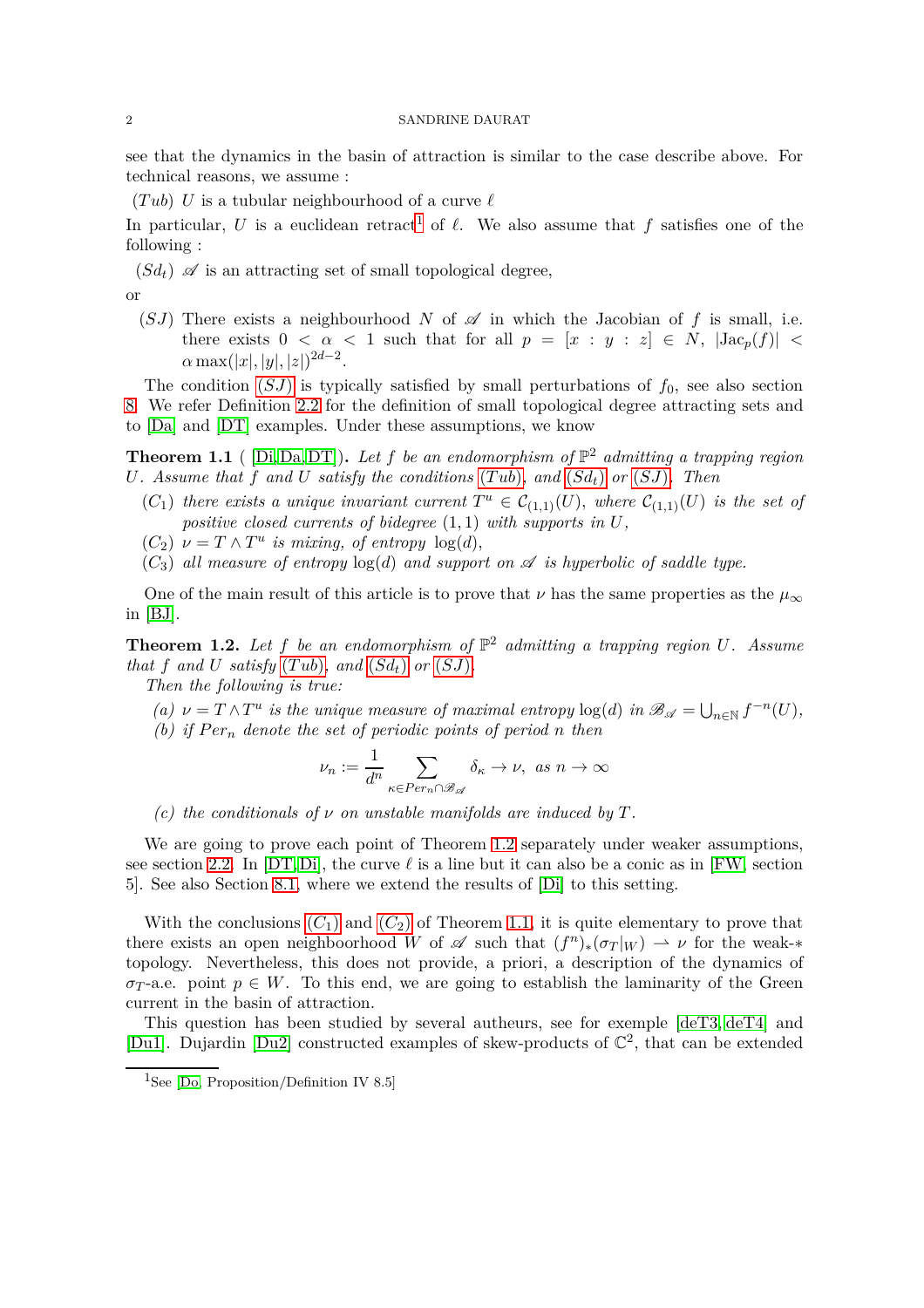see that the dynamics in the basin of attraction is similar to the case describe above. For technical reasons, we assume :

$(Tub)$ $U$ is a tubular neighbourhood of a curve $\ell$

In particular, $U$ is a euclidean retract[1] of $\ell$. We also assume that $f$ satisfies one of the following :

$(Sd_t)$ $\mathscr{A}$ is an attracting set of small topological degree,

or

$(SJ)$ There exists a neighbourhood $N$ of $\mathscr{A}$ in which the Jacobian of $f$ is small, i.e. there exists $0 < \alpha < 1$ such that for all $p = [x : y : z] \in N$, $|\mathrm{Jac}_p(f)| < \alpha \max(|x|, |y|, |z|)^{2d-2}$.

The condition $(SJ)$ is typically satisfied by small perturbations of $f_0$, see also section 8. We refer Definition 2.2 for the definition of small topological degree attracting sets and to [Da] and [DT] examples. Under these assumptions, we know

**Theorem 1.1** ( [Di, Da, DT]). *Let $f$ be an endomorphism of $\mathbb{P}^2$ admitting a trapping region $U$. Assume that $f$ and $U$ satisfy the conditions $(Tub)$, and $(Sd_t)$ or $(SJ)$. Then*

- $(C_1)$ *there exists a unique invariant current $T^u \in \mathcal{C}_{(1,1)}(U)$, where $\mathcal{C}_{(1,1)}(U)$ is the set of positive closed currents of bidegree $(1,1)$ with supports in $U$,*
- $(C_2)$ *$\nu = T \wedge T^u$ is mixing, of entropy $\log(d)$,*
- $(C_3)$ *all measure of entropy $\log(d)$ and support on $\mathscr{A}$ is hyperbolic of saddle type.*

One of the main result of this article is to prove that $\nu$ has the same properties as the $\mu_\infty$ in [BJ].

**Theorem 1.2.** *Let $f$ be an endomorphism of $\mathbb{P}^2$ admitting a trapping region $U$. Assume that $f$ and $U$ satisfy $(Tub)$, and $(Sd_t)$ or $(SJ)$.*

*Then the following is true:*

- *(a) $\nu = T \wedge T^u$ is the unique measure of maximal entropy $\log(d)$ in $\mathscr{B}_{\mathscr{A}} = \bigcup_{n\in\mathbb{N}} f^{-n}(U)$,*
- *(b) if $Per_n$ denote the set of periodic points of period $n$ then*

$$\nu_n := \frac{1}{d^n} \sum_{\kappa \in Per_n \cap \mathscr{B}_{\mathscr{A}}} \delta_\kappa \to \nu, \text{ as } n \to \infty$$

- *(c) the conditionals of $\nu$ on unstable manifolds are induced by $T$.*

We are going to prove each point of Theorem 1.2 separately under weaker assumptions, see section 2.2. In [DT, Di], the curve $\ell$ is a line but it can also be a conic as in [FW, section 5]. See also Section 8.1, where we extend the results of [Di] to this setting.

With the conclusions $(C_1)$ and $(C_2)$ of Theorem 1.1, it is quite elementary to prove that there exists an open neighboorhood $W$ of $\mathscr{A}$ such that $(f^n)_*(\sigma_T|_W) \rightharpoonup \nu$ for the weak-$*$ topology. Nevertheless, this does not provide, a priori, a description of the dynamics of $\sigma_T$-a.e. point $p \in W$. To this end, we are going to establish the laminarity of the Green current in the basin of attraction.

This question has been studied by several autheurs, see for exemple [deT3, deT4] and [Du1]. Dujardin [Du2] constructed examples of skew-products of $\mathbb{C}^2$, that can be extended

[1] See [Do, Proposition/Definition IV 8.5]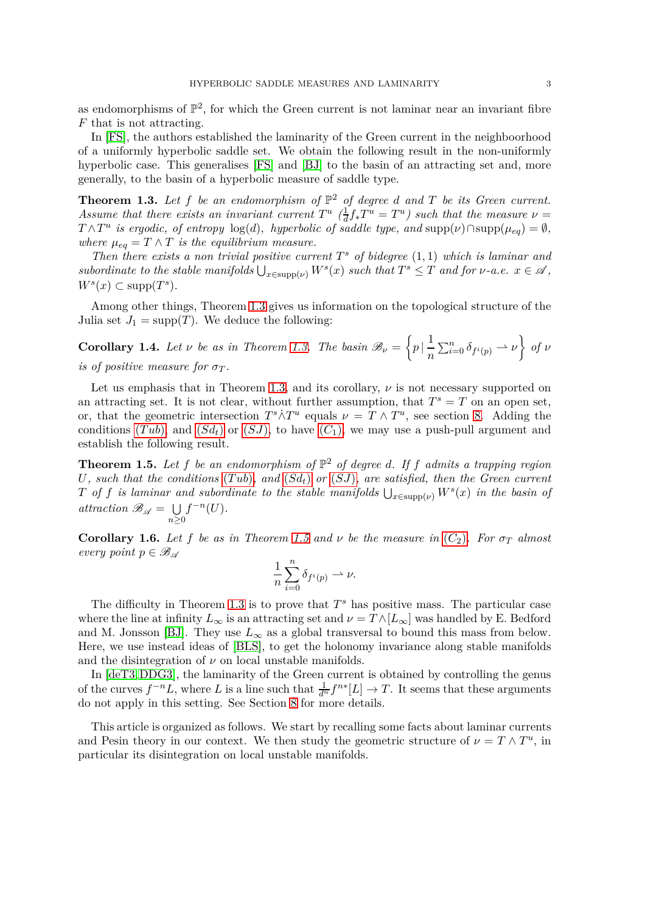as endomorphisms of $\mathbb{P}^2$, for which the Green current is not laminar near an invariant fibre $F$ that is not attracting.

In [FS], the authors established the laminarity of the Green current in the neighboorhood of a uniformly hyperbolic saddle set. We obtain the following result in the non-uniformly hyperbolic case. This generalises [FS] and [BJ] to the basin of an attracting set and, more generally, to the basin of a hyperbolic measure of saddle type.

**Theorem 1.3.** *Let $f$ be an endomorphism of $\mathbb{P}^2$ of degree $d$ and $T$ be its Green current. Assume that there exists an invariant current $T^u$ ($\frac{1}{d}f_*T^u = T^u$) such that the measure $\nu = T \wedge T^u$ is ergodic, of entropy $\log(d)$, hyperbolic of saddle type, and $\mathrm{supp}(\nu) \cap \mathrm{supp}(\mu_{eq}) = \emptyset$, where $\mu_{eq} = T \wedge T$ is the equilibrium measure.*

*Then there exists a non trivial positive current $T^s$ of bidegree $(1,1)$ which is laminar and subordinate to the stable manifolds $\bigcup_{x \in \mathrm{supp}(\nu)} W^s(x)$ such that $T^s \leq T$ and for $\nu$-a.e. $x \in \mathscr{A}$, $W^s(x) \subset \mathrm{supp}(T^s)$.*

Among other things, Theorem 1.3 gives us information on the topological structure of the Julia set $J_1 = \mathrm{supp}(T)$. We deduce the following:

**Corollary 1.4.** *Let $\nu$ be as in Theorem 1.3. The basin $\mathscr{B}_\nu = \left\{ p \,|\, \dfrac{1}{n} \sum_{i=0}^{n} \delta_{f^i(p)} \rightharpoonup \nu \right\}$ of $\nu$ is of positive measure for $\sigma_T$.*

Let us emphasis that in Theorem 1.3, and its corollary, $\nu$ is not necessary supported on an attracting set. It is not clear, without further assumption, that $T^s = T$ on an open set, or, that the geometric intersection $T^s \dot{\wedge} T^u$ equals $\nu = T \wedge T^u$, see section 8. Adding the conditions $(Tub)$, and $(Sd_t)$ or $(SJ)$, to have $(C_1)$, we may use a push-pull argument and establish the following result.

**Theorem 1.5.** *Let $f$ be an endomorphism of $\mathbb{P}^2$ of degree $d$. If $f$ admits a trapping region $U$, such that the conditions $(Tub)$, and $(Sd_t)$ or $(SJ)$, are satisfied, then the Green current $T$ of $f$ is laminar and subordinate to the stable manifolds $\bigcup_{x \in \mathrm{supp}(\nu)} W^s(x)$ in the basin of attraction $\mathscr{B}_{\mathscr{A}} = \bigcup_{n \geq 0} f^{-n}(U)$.*

**Corollary 1.6.** *Let $f$ be as in Theorem 1.5 and $\nu$ be the measure in $(C_2)$. For $\sigma_T$ almost every point $p \in \mathscr{B}_{\mathscr{A}}$*

$$\frac{1}{n} \sum_{i=0}^{n} \delta_{f^i(p)} \rightharpoonup \nu.$$

The difficulty in Theorem 1.3 is to prove that $T^s$ has positive mass. The particular case where the line at infinity $L_\infty$ is an attracting set and $\nu = T \wedge [L_\infty]$ was handled by E. Bedford and M. Jonsson [BJ]. They use $L_\infty$ as a global transversal to bound this mass from below. Here, we use instead ideas of [BLS], to get the holonomy invariance along stable manifolds and the disintegration of $\nu$ on local unstable manifolds.

In [deT3, DDG3], the laminarity of the Green current is obtained by controlling the genus of the curves $f^{-n}L$, where $L$ is a line such that $\frac{1}{d^n} f^{n*}[L] \to T$. It seems that these arguments do not apply in this setting. See Section 8 for more details.

This article is organized as follows. We start by recalling some facts about laminar currents and Pesin theory in our context. We then study the geometric structure of $\nu = T \wedge T^u$, in particular its disintegration on local unstable manifolds.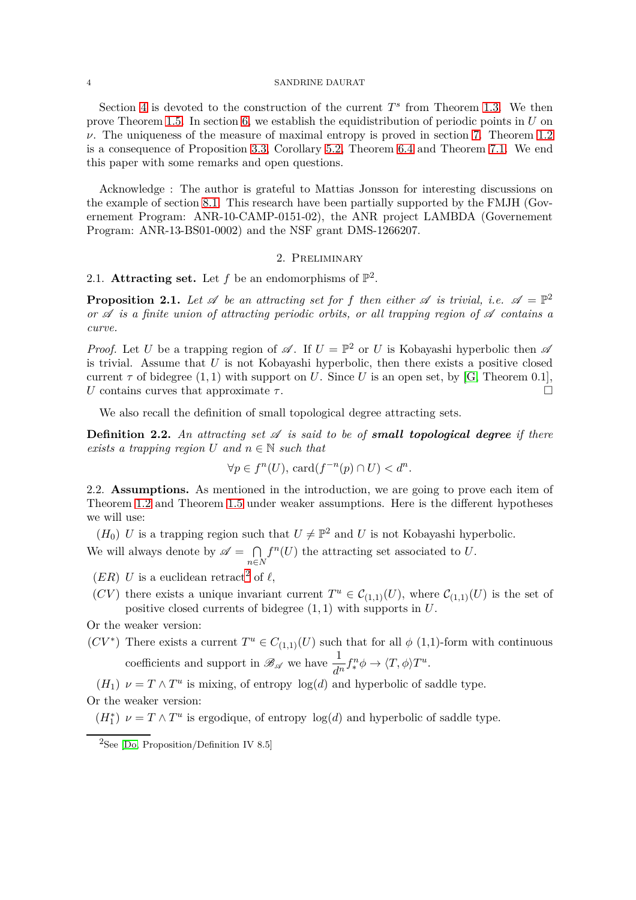Section 4 is devoted to the construction of the current $T^s$ from Theorem 1.3. We then prove Theorem 1.5. In section 6, we establish the equidistribution of periodic points in $U$ on $\nu$. The uniqueness of the measure of maximal entropy is proved in section 7. Theorem 1.2 is a consequence of Proposition 3.3, Corollary 5.2, Theorem 6.4 and Theorem 7.1. We end this paper with some remarks and open questions.

Acknowledge : The author is grateful to Mattias Jonsson for interesting discussions on the example of section 8.1. This research have been partially supported by the FMJH (Governement Program: ANR-10-CAMP-0151-02), the ANR project LAMBDA (Governement Program: ANR-13-BS01-0002) and the NSF grant DMS-1266207.

## 2. Preliminary

### 2.1. Attracting set.

Let $f$ be an endomorphisms of $\mathbb{P}^2$.

**Proposition 2.1.** *Let $\mathscr{A}$ be an attracting set for $f$ then either $\mathscr{A}$ is trivial, i.e. $\mathscr{A} = \mathbb{P}^2$ or $\mathscr{A}$ is a finite union of attracting periodic orbits, or all trapping region of $\mathscr{A}$ contains a curve.*

*Proof.* Let $U$ be a trapping region of $\mathscr{A}$. If $U = \mathbb{P}^2$ or $U$ is Kobayashi hyperbolic then $\mathscr{A}$ is trivial. Assume that $U$ is not Kobayashi hyperbolic, then there exists a positive closed current $\tau$ of bidegree $(1,1)$ with support on $U$. Since $U$ is an open set, by [G, Theorem 0.1], $U$ contains curves that approximate $\tau$. □

We also recall the definition of small topological degree attracting sets.

**Definition 2.2.** *An attracting set $\mathscr{A}$ is said to be of **small topological degree** if there exists a trapping region $U$ and $n \in \mathbb{N}$ such that*

$$\forall p \in f^n(U),\ \mathrm{card}(f^{-n}(p) \cap U) < d^n.$$

### 2.2. Assumptions.

As mentioned in the introduction, we are going to prove each item of Theorem 1.2 and Theorem 1.5 under weaker assumptions. Here is the different hypotheses we will use:

$(H_0)$ $U$ is a trapping region such that $U \neq \mathbb{P}^2$ and $U$ is not Kobayashi hyperbolic.

We will always denote by $\mathscr{A} = \bigcap_{n \in N} f^n(U)$ the attracting set associated to $U$.

$(ER)$ $U$ is a euclidean retract[2] of $\ell$,

$(CV)$ there exists a unique invariant current $T^u \in \mathcal{C}_{(1,1)}(U)$, where $\mathcal{C}_{(1,1)}(U)$ is the set of positive closed currents of bidegree $(1,1)$ with supports in $U$.

Or the weaker version:

$(CV^*)$ There exists a current $T^u \in C_{(1,1)}(U)$ such that for all $\phi$ (1,1)-form with continuous coefficients and support in $\mathscr{B}_{\mathscr{A}}$ we have $\dfrac{1}{d^n} f^n_* \phi \to \langle T, \phi \rangle T^u$.

$(H_1)$ $\nu = T \wedge T^u$ is mixing, of entropy $\log(d)$ and hyperbolic of saddle type.

Or the weaker version:

$(H_1^*)$ $\nu = T \wedge T^u$ is ergodique, of entropy $\log(d)$ and hyperbolic of saddle type.

[2] See [Do, Proposition/Definition IV 8.5]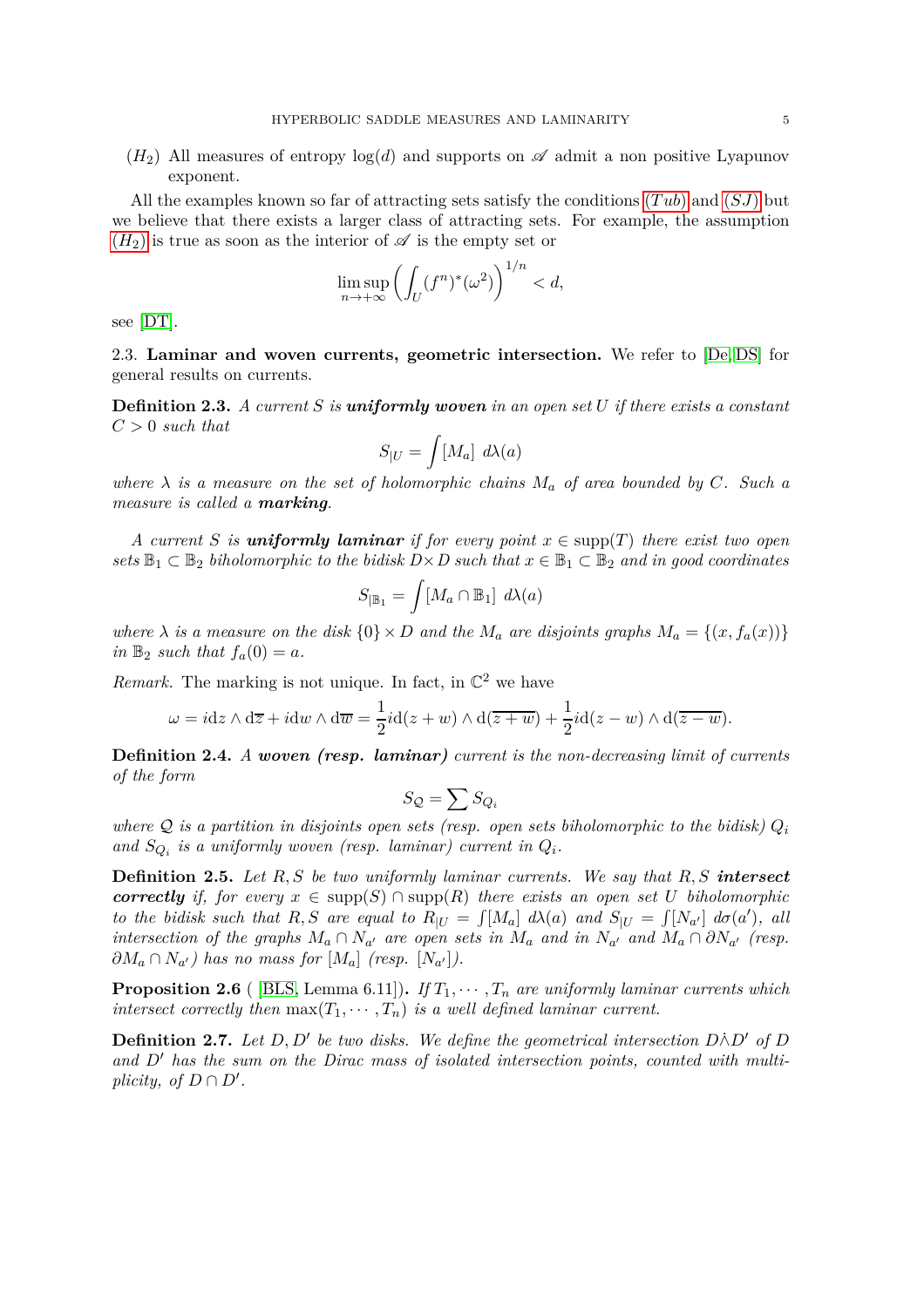$(H_2)$ All measures of entropy $\log(d)$ and supports on $\mathscr{A}$ admit a non positive Lyapunov exponent.

All the examples known so far of attracting sets satisfy the conditions $(Tub)$ and $(SJ)$ but we believe that there exists a larger class of attracting sets. For example, the assumption $(H_2)$ is true as soon as the interior of $\mathscr{A}$ is the empty set or

$$\limsup_{n\to+\infty}\left(\int_U (f^n)^*(\omega^2)\right)^{1/n} < d,$$

see [DT].

2.3. **Laminar and woven currents, geometric intersection.** We refer to [De, DS] for general results on currents.

**Definition 2.3.** *A current $S$ is **uniformly woven** in an open set $U$ if there exists a constant $C > 0$ such that*

$$S_{|U} = \int [M_a]\ d\lambda(a)$$

*where $\lambda$ is a measure on the set of holomorphic chains $M_a$ of area bounded by $C$. Such a measure is called a **marking**.*

*A current $S$ is **uniformly laminar** if for every point $x \in \operatorname{supp}(T)$ there exist two open sets $\mathbb{B}_1 \subset \mathbb{B}_2$ biholomorphic to the bidisk $D\times D$ such that $x \in \mathbb{B}_1 \subset \mathbb{B}_2$ and in good coordinates*

$$S_{|\mathbb{B}_1} = \int [M_a \cap \mathbb{B}_1]\ d\lambda(a)$$

*where $\lambda$ is a measure on the disk $\{0\}\times D$ and the $M_a$ are disjoints graphs $M_a = \{(x, f_a(x))\}$ in $\mathbb{B}_2$ such that $f_a(0) = a$.*

*Remark.* The marking is not unique. In fact, in $\mathbb{C}^2$ we have

$$\omega = i\mathrm{d}z\wedge \mathrm{d}\overline{z} + i\mathrm{d}w\wedge\mathrm{d}\overline{w} = \frac{1}{2}i\mathrm{d}(z+w)\wedge \mathrm{d}(\overline{z+w}) + \frac{1}{2}i\mathrm{d}(z-w)\wedge\mathrm{d}(\overline{z-w}).$$

**Definition 2.4.** *A **woven (resp. laminar)** current is the non-decreasing limit of currents of the form*

$$S_{\mathcal{Q}} = \sum S_{Q_i}$$

*where $\mathcal{Q}$ is a partition in disjoints open sets (resp. open sets biholomorphic to the bidisk) $Q_i$ and $S_{Q_i}$ is a uniformly woven (resp. laminar) current in $Q_i$.*

**Definition 2.5.** *Let $R, S$ be two uniformly laminar currents. We say that $R, S$ **intersect correctly** if, for every $x \in \operatorname{supp}(S)\cap\operatorname{supp}(R)$ there exists an open set $U$ biholomorphic to the bidisk such that $R, S$ are equal to $R_{|U} = \int[M_a]\ d\lambda(a)$ and $S_{|U} = \int[N_{a'}]\ d\sigma(a')$, all intersection of the graphs $M_a \cap N_{a'}$ are open sets in $M_a$ and in $N_{a'}$ and $M_a\cap\partial N_{a'}$ (resp. $\partial M_a \cap N_{a'}$) has no mass for $[M_a]$ (resp. $[N_{a'}]$).*

**Proposition 2.6** ( [BLS, Lemma 6.11]). *If $T_1, \cdots, T_n$ are uniformly laminar currents which intersect correctly then $\max(T_1, \cdots, T_n)$ is a well defined laminar current.*

**Definition 2.7.** *Let $D, D'$ be two disks. We define the geometrical intersection $D\dot{\wedge}D'$ of $D$ and $D'$ has the sum on the Dirac mass of isolated intersection points, counted with multiplicity, of $D\cap D'$.*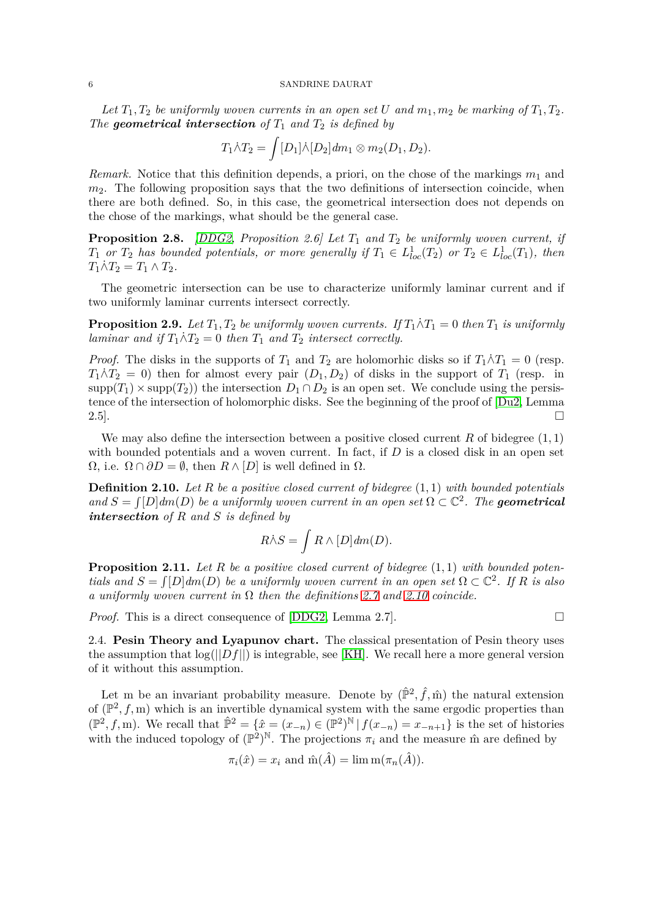*Let $T_1, T_2$ be uniformly woven currents in an open set $U$ and $m_1, m_2$ be marking of $T_1, T_2$. The **geometrical intersection** of $T_1$ and $T_2$ is defined by*

$$T_1 \dot{\wedge} T_2 = \int [D_1] \dot{\wedge} [D_2] dm_1 \otimes m_2(D_1, D_2).$$

*Remark.* Notice that this definition depends, a priori, on the chose of the markings $m_1$ and $m_2$. The following proposition says that the two definitions of intersection coincide, when there are both defined. So, in this case, the geometrical intersection does not depends on the chose of the markings, what should be the general case.

**Proposition 2.8.** *[DDG2, Proposition 2.6] Let $T_1$ and $T_2$ be uniformly woven current, if $T_1$ or $T_2$ has bounded potentials, or more generally if $T_1 \in L^1_{loc}(T_2)$ or $T_2 \in L^1_{loc}(T_1)$, then $T_1 \dot{\wedge} T_2 = T_1 \wedge T_2$.*

The geometric intersection can be use to characterize uniformly laminar current and if two uniformly laminar currents intersect correctly.

**Proposition 2.9.** *Let $T_1, T_2$ be uniformly woven currents. If $T_1 \dot{\wedge} T_1 = 0$ then $T_1$ is uniformly laminar and if $T_1 \dot{\wedge} T_2 = 0$ then $T_1$ and $T_2$ intersect correctly.*

*Proof.* The disks in the supports of $T_1$ and $T_2$ are holomorhic disks so if $T_1 \dot{\wedge} T_1 = 0$ (resp. $T_1 \dot{\wedge} T_2 = 0$) then for almost every pair $(D_1, D_2)$ of disks in the support of $T_1$ (resp. in $\mathrm{supp}(T_1) \times \mathrm{supp}(T_2)$) the intersection $D_1 \cap D_2$ is an open set. We conclude using the persistence of the intersection of holomorphic disks. See the beginning of the proof of [Du2, Lemma 2.5]. □

We may also define the intersection between a positive closed current $R$ of bidegree $(1,1)$ with bounded potentials and a woven current. In fact, if $D$ is a closed disk in an open set $\Omega$, i.e. $\Omega \cap \partial D = \emptyset$, then $R \wedge [D]$ is well defined in $\Omega$.

**Definition 2.10.** *Let $R$ be a positive closed current of bidegree $(1,1)$ with bounded potentials and $S = \int [D] dm(D)$ be a uniformly woven current in an open set $\Omega \subset \mathbb{C}^2$. The **geometrical intersection** of $R$ and $S$ is defined by*

$$R \dot{\wedge} S = \int R \wedge [D] dm(D).$$

**Proposition 2.11.** *Let $R$ be a positive closed current of bidegree $(1,1)$ with bounded potentials and $S = \int [D] dm(D)$ be a uniformly woven current in an open set $\Omega \subset \mathbb{C}^2$. If $R$ is also a uniformly woven current in $\Omega$ then the definitions 2.7 and 2.10 coincide.*

*Proof.* This is a direct consequence of [DDG2, Lemma 2.7]. □

2.4. **Pesin Theory and Lyapunov chart.** The classical presentation of Pesin theory uses the assumption that $\log(||Df||)$ is integrable, see [KH]. We recall here a more general version of it without this assumption.

Let $\mathrm{m}$ be an invariant probability measure. Denote by $(\hat{\mathbb{P}}^2, \hat{f}, \hat{\mathrm{m}})$ the natural extension of $(\mathbb{P}^2, f, \mathrm{m})$ which is an invertible dynamical system with the same ergodic properties than $(\mathbb{P}^2, f, \mathrm{m})$. We recall that $\hat{\mathbb{P}}^2 = \{\hat{x} = (x_{-n}) \in (\mathbb{P}^2)^{\mathbb{N}} \,|\, f(x_{-n}) = x_{-n+1}\}$ is the set of histories with the induced topology of $(\mathbb{P}^2)^{\mathbb{N}}$. The projections $\pi_i$ and the measure $\hat{\mathrm{m}}$ are defined by

$$\pi_i(\hat{x}) = x_i \text{ and } \hat{\mathrm{m}}(\hat{A}) = \lim \mathrm{m}(\pi_n(\hat{A})).$$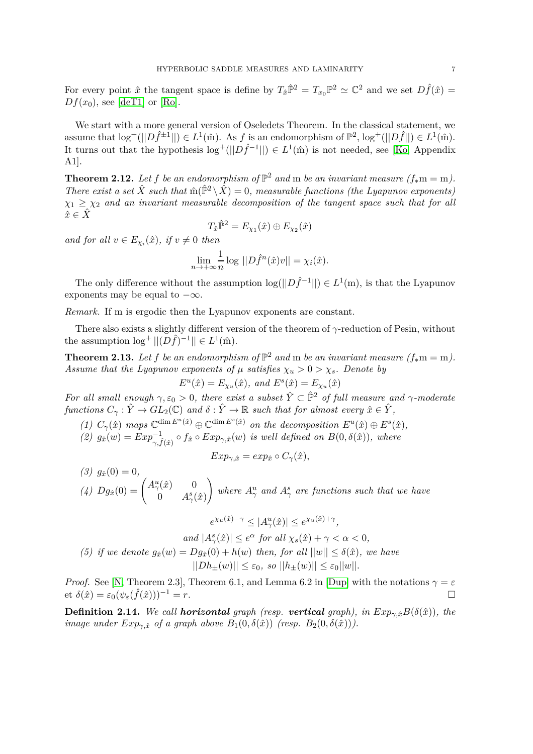For every point $\hat{x}$ the tangent space is define by $T_{\hat{x}}\hat{\mathbb{P}}^2 = T_{x_0}\mathbb{P}^2 \simeq \mathbb{C}^2$ and we set $D\hat{f}(\hat{x}) = Df(x_0)$, see [deT1] or [Ro].

We start with a more general version of Oseledets Theorem. In the classical statement, we assume that $\log^+(||D\hat{f}^{\pm 1}||) \in L^1(\hat{\mathrm{m}})$. As $f$ is an endomorphism of $\mathbb{P}^2$, $\log^+(||D\hat{f}||) \in L^1(\hat{\mathrm{m}})$. It turns out that the hypothesis $\log^+(||D\hat{f}^{-1}||) \in L^1(\hat{\mathrm{m}})$ is not needed, see [Ko, Appendix A1].

**Theorem 2.12.** *Let $f$ be an endomorphism of $\mathbb{P}^2$ and $\mathrm{m}$ be an invariant measure ($f_*\mathrm{m} = \mathrm{m}$). There exist a set $\hat{X}$ such that $\hat{\mathrm{m}}(\hat{\mathbb{P}}^2 \setminus \hat{X}) = 0$, measurable functions (the Lyapunov exponents) $\chi_1 \geq \chi_2$ and an invariant measurable decomposition of the tangent space such that for all $\hat{x} \in \hat{X}$*

$$T_{\hat{x}}\hat{\mathbb{P}}^2 = E_{\chi_1}(\hat{x}) \oplus E_{\chi_2}(\hat{x})$$

*and for all $v \in E_{\chi_i}(\hat{x})$, if $v \neq 0$ then*

$$\lim_{n \to +\infty} \frac{1}{n} \log ||D\hat{f}^n(\hat{x})v|| = \chi_i(\hat{x}).$$

The only difference without the assumption $\log(||D\hat{f}^{-1}||) \in L^1(\mathrm{m})$, is that the Lyapunov exponents may be equal to $-\infty$.

*Remark.* If m is ergodic then the Lyapunov exponents are constant.

There also exists a slightly different version of the theorem of $\gamma$-reduction of Pesin, without the assumption $\log^+ ||(D\hat{f})^{-1}|| \in L^1(\hat{\mathrm{m}})$.

**Theorem 2.13.** *Let $f$ be an endomorphism of $\mathbb{P}^2$ and $\mathrm{m}$ be an invariant measure ($f_*\mathrm{m} = \mathrm{m}$). Assume that the Lyapunov exponents of $\mu$ satisfies $\chi_u > 0 > \chi_s$. Denote by*

$$E^u(\hat{x}) = E_{\chi_u}(\hat{x}), \text{ and } E^s(\hat{x}) = E_{\chi_u}(\hat{x})$$

*For all small enough $\gamma, \varepsilon_0 > 0$, there exist a subset $\hat{Y} \subset \hat{\mathbb{P}}^2$ of full measure and $\gamma$-moderate functions $C_\gamma : \hat{Y} \to GL_2(\mathbb{C})$ and $\delta : \hat{Y} \to \mathbb{R}$ such that for almost every $\hat{x} \in \hat{Y}$,*

*(1) $C_\gamma(\hat{x})$ maps $\mathbb{C}^{\dim E^u(\hat{x})} \oplus \mathbb{C}^{\dim E^s(\hat{x})}$ on the decomposition $E^u(\hat{x}) \oplus E^s(\hat{x})$,*
*(2) $g_{\hat{x}}(w) = Exp^{-1}_{\gamma,\hat{f}(\hat{x})} \circ f_{\hat{x}} \circ Exp_{\gamma,\hat{x}}(w)$ is well defined on $B(0, \delta(\hat{x}))$, where*

$$Exp_{\gamma,\hat{x}} = exp_{\hat{x}} \circ C_\gamma(\hat{x}),$$

*(3) $g_{\hat{x}}(0) = 0$,*
*(4) $Dg_{\hat{x}}(0) = \begin{pmatrix} A^u_\gamma(\hat{x}) & 0 \\ 0 & A^s_\gamma(\hat{x}) \end{pmatrix}$ where $A^u_\gamma$ and $A^s_\gamma$ are functions such that we have*

$$e^{\chi_u(\hat{x}) - \gamma} \leq |A^u_\gamma(\hat{x})| \leq e^{\chi_u(\hat{x}) + \gamma},$$

*and $|A^s_\gamma(\hat{x})| \leq e^{\alpha}$ for all $\chi_s(\hat{x}) + \gamma < \alpha < 0$,*
*(5) if we denote $g_{\hat{x}}(w) = Dg_{\hat{x}}(0) + h(w)$ then, for all $||w|| \leq \delta(\hat{x})$, we have*

$$||Dh_{\pm}(w)|| \leq \varepsilon_0, \text{ so } ||h_{\pm}(w)|| \leq \varepsilon_0 ||w||.$$

*Proof.* See [N, Theorem 2.3], Theorem 6.1, and Lemma 6.2 in [Dup] with the notations $\gamma = \varepsilon$ et $\delta(\hat{x}) = \varepsilon_0(\psi_\varepsilon(\hat{f}(\hat{x})))^{-1} = r$. $\square$

**Definition 2.14.** *We call **horizontal** graph (resp. **vertical** graph), in $Exp_{\gamma,\hat{x}}B(\delta(\hat{x}))$, the image under $Exp_{\gamma,\hat{x}}$ of a graph above $B_1(0, \delta(\hat{x}))$ (resp. $B_2(0, \delta(\hat{x}))$).*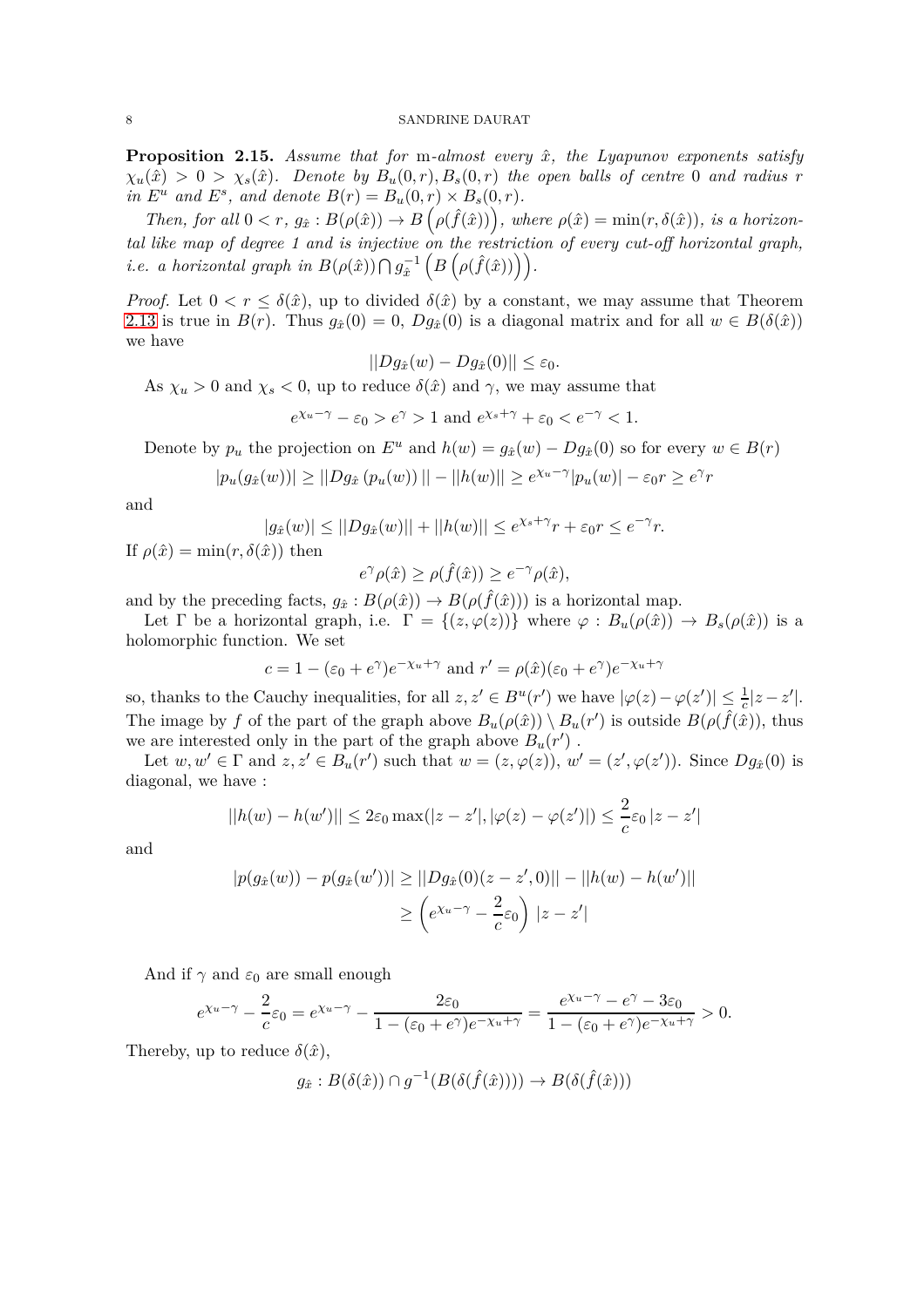**Proposition 2.15.** *Assume that for* m*-almost every $\hat{x}$, the Lyapunov exponents satisfy $\chi_u(\hat{x}) > 0 > \chi_s(\hat{x})$. Denote by $B_u(0,r), B_s(0,r)$ the open balls of centre 0 and radius $r$ in $E^u$ and $E^s$, and denote $B(r) = B_u(0,r) \times B_s(0,r)$.*

*Then, for all $0 < r$, $g_{\hat{x}} : B(\rho(\hat{x})) \to B\left(\rho(\hat{f}(\hat{x}))\right)$, where $\rho(\hat{x}) = \min(r, \delta(\hat{x}))$, is a horizontal like map of degree 1 and is injective on the restriction of every cut-off horizontal graph, i.e. a horizontal graph in $B(\rho(\hat{x})) \bigcap g_{\hat{x}}^{-1}\left(B\left(\rho(\hat{f}(\hat{x}))\right)\right)$.*

*Proof.* Let $0 < r \leq \delta(\hat{x})$, up to divided $\delta(\hat{x})$ by a constant, we may assume that Theorem 2.13 is true in $B(r)$. Thus $g_{\hat{x}}(0) = 0$, $Dg_{\hat{x}}(0)$ is a diagonal matrix and for all $w \in B(\delta(\hat{x}))$ we have

$$||Dg_{\hat{x}}(w) - Dg_{\hat{x}}(0)|| \leq \varepsilon_0.$$

As $\chi_u > 0$ and $\chi_s < 0$, up to reduce $\delta(\hat{x})$ and $\gamma$, we may assume that

$$e^{\chi_u - \gamma} - \varepsilon_0 > e^{\gamma} > 1 \text{ and } e^{\chi_s + \gamma} + \varepsilon_0 < e^{-\gamma} < 1.$$

Denote by $p_u$ the projection on $E^u$ and $h(w) = g_{\hat{x}}(w) - Dg_{\hat{x}}(0)$ so for every $w \in B(r)$

$$|p_u(g_{\hat{x}}(w))| \geq ||Dg_{\hat{x}}\left(p_u(w)\right)|| - ||h(w)|| \geq e^{\chi_u - \gamma}|p_u(w)| - \varepsilon_0 r \geq e^{\gamma} r$$

and

$$|g_{\hat{x}}(w)| \leq ||Dg_{\hat{x}}(w)|| + ||h(w)|| \leq e^{\chi_s + \gamma} r + \varepsilon_0 r \leq e^{-\gamma} r.$$

If $\rho(\hat{x}) = \min(r, \delta(\hat{x}))$ then

$$e^{\gamma}\rho(\hat{x}) \geq \rho(\hat{f}(\hat{x})) \geq e^{-\gamma}\rho(\hat{x}),$$

and by the preceding facts, $g_{\hat{x}} : B(\rho(\hat{x})) \to B(\rho(\hat{f}(\hat{x})))$ is a horizontal map.

Let $\Gamma$ be a horizontal graph, i.e. $\Gamma = \{(z, \varphi(z))\}$ where $\varphi : B_u(\rho(\hat{x})) \to B_s(\rho(\hat{x}))$ is a holomorphic function. We set

$$c = 1 - (\varepsilon_0 + e^{\gamma})e^{-\chi_u + \gamma} \text{ and } r' = \rho(\hat{x})(\varepsilon_0 + e^{\gamma})e^{-\chi_u + \gamma}$$

so, thanks to the Cauchy inequalities, for all $z, z' \in B^u(r')$ we have $|\varphi(z) - \varphi(z')| \leq \frac{1}{c}|z - z'|$. The image by $f$ of the part of the graph above $B_u(\rho(\hat{x})) \setminus B_u(r')$ is outside $B(\rho(\hat{f}(\hat{x}))$, thus we are interested only in the part of the graph above $B_u(r')$ .

Let $w, w' \in \Gamma$ and $z, z' \in B_u(r')$ such that $w = (z, \varphi(z))$, $w' = (z', \varphi(z'))$. Since $Dg_{\hat{x}}(0)$ is diagonal, we have :

$$||h(w) - h(w')|| \leq 2\varepsilon_0 \max(|z - z'|, |\varphi(z) - \varphi(z')|) \leq \frac{2}{c}\varepsilon_0 \, |z - z'|$$

and

$$\begin{aligned}|p(g_{\hat{x}}(w)) - p(g_{\hat{x}}(w'))| &\geq ||Dg_{\hat{x}}(0)(z - z', 0)|| - ||h(w) - h(w')|| \\ &\geq \left(e^{\chi_u - \gamma} - \frac{2}{c}\varepsilon_0\right) \, |z - z'|\end{aligned}$$

And if $\gamma$ and $\varepsilon_0$ are small enough

$$e^{\chi_u - \gamma} - \frac{2}{c}\varepsilon_0 = e^{\chi_u - \gamma} - \frac{2\varepsilon_0}{1 - (\varepsilon_0 + e^{\gamma})e^{-\chi_u + \gamma}} = \frac{e^{\chi_u - \gamma} - e^{\gamma} - 3\varepsilon_0}{1 - (\varepsilon_0 + e^{\gamma})e^{-\chi_u + \gamma}} > 0.$$

Thereby, up to reduce $\delta(\hat{x})$,

$$g_{\hat{x}} : B(\delta(\hat{x})) \cap g^{-1}(B(\delta(\hat{f}(\hat{x})))) \to B(\delta(\hat{f}(\hat{x})))$$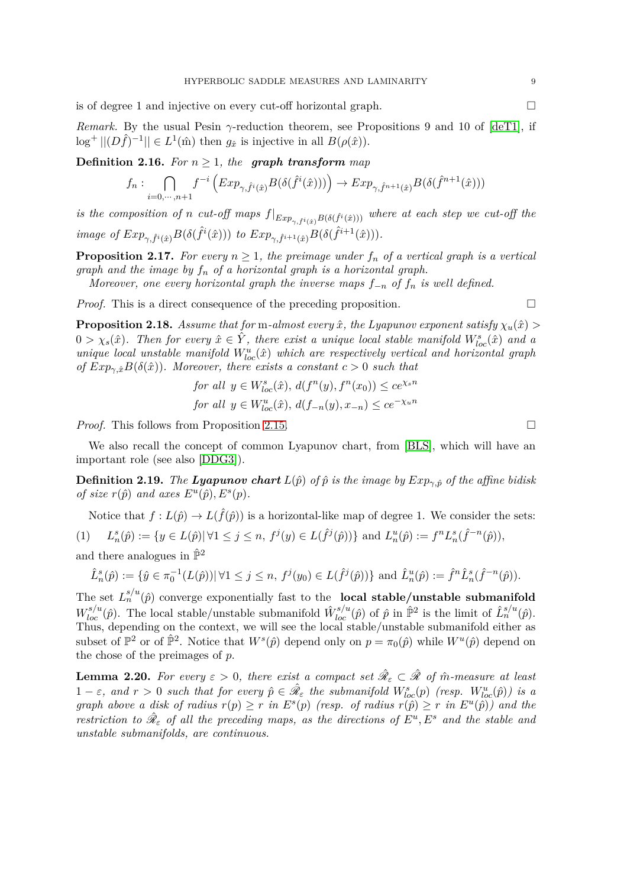is of degree 1 and injective on every cut-off horizontal graph. □

*Remark.* By the usual Pesin $\gamma$-reduction theorem, see Propositions 9 and 10 of [deT1], if $\log^+ ||(D\hat{f})^{-1}|| \in L^1(\hat{\mathrm{m}})$ then $g_{\hat{x}}$ is injective in all $B(\rho(\hat{x}))$.

**Definition 2.16.** *For $n \geq 1$, the* ***graph transform*** *map*

$$f_n : \bigcap_{i=0,\cdots,n+1} f^{-i}\left(Exp_{\gamma,\hat{f}^i(\hat{x})} B(\delta(\hat{f}^i(\hat{x})))\right) \to Exp_{\gamma,\hat{f}^{n+1}(\hat{x})} B(\delta(\hat{f}^{n+1}(\hat{x})))$$

*is the composition of $n$ cut-off maps $f|_{Exp_{\gamma,\hat{f}^i(\hat{x})} B(\delta(\hat{f}^i(\hat{x})))}$ where at each step we cut-off the image of $Exp_{\gamma,\hat{f}^i(\hat{x})} B(\delta(\hat{f}^i(\hat{x})))$ to $Exp_{\gamma,\hat{f}^{i+1}(\hat{x})} B(\delta(\hat{f}^{i+1}(\hat{x})))$.*

**Proposition 2.17.** *For every $n \geq 1$, the preimage under $f_n$ of a vertical graph is a vertical graph and the image by $f_n$ of a horizontal graph is a horizontal graph.*

*Moreover, one every horizontal graph the inverse maps $f_{-n}$ of $f_n$ is well defined.*

*Proof.* This is a direct consequence of the preceding proposition. □

**Proposition 2.18.** *Assume that for $\mathrm{m}$-almost every $\hat{x}$, the Lyapunov exponent satisfy $\chi_u(\hat{x}) > 0 > \chi_s(\hat{x})$. Then for every $\hat{x} \in \hat{Y}$, there exist a unique local stable manifold $W^s_{loc}(\hat{x})$ and a unique local unstable manifold $W^u_{loc}(\hat{x})$ which are respectively vertical and horizontal graph of $Exp_{\gamma,\hat{x}} B(\delta(\hat{x}))$. Moreover, there exists a constant $c > 0$ such that*

$$\text{for all } y \in W^s_{loc}(\hat{x}),\ d(f^n(y), f^n(x_0)) \leq ce^{\chi_s n}$$
$$\text{for all } y \in W^u_{loc}(\hat{x}),\ d(f_{-n}(y), x_{-n}) \leq ce^{-\chi_u n}$$

*Proof.* This follows from Proposition 2.15. □

We also recall the concept of common Lyapunov chart, from [BLS], which will have an important role (see also [DDG3]).

**Definition 2.19.** *The* ***Lyapunov chart*** *$L(\hat{p})$ of $\hat{p}$ is the image by $Exp_{\gamma,\hat{p}}$ of the affine bidisk of size $r(\hat{p})$ and axes $E^u(\hat{p}), E^s(p)$.*

Notice that $f : L(\hat{p}) \to L(\hat{f}(\hat{p}))$ is a horizontal-like map of degree 1. We consider the sets:

$$(1) \quad L^s_n(\hat{p}) := \{y \in L(\hat{p}) | \forall 1 \leq j \leq n,\ f^j(y) \in L(\hat{f}^j(\hat{p}))\} \text{ and } L^u_n(\hat{p}) := f^n L^s_n(\hat{f}^{-n}(\hat{p})),$$

and there analogues in $\hat{\mathbb{P}}^2$

$$\hat{L}^s_n(\hat{p}) := \{\hat{y} \in \pi_0^{-1}(L(\hat{p})) | \forall 1 \leq j \leq n,\ f^j(y_0) \in L(\hat{f}^j(\hat{p}))\} \text{ and } \hat{L}^u_n(\hat{p}) := \hat{f}^n \hat{L}^s_n(\hat{f}^{-n}(\hat{p})).$$

The set $L^{s/u}_n(\hat{p})$ converge exponentially fast to the **local stable/unstable submanifold** $W^{s/u}_{loc}(\hat{p})$. The local stable/unstable submanifold $\hat{W}^{s/u}_{loc}(\hat{p})$ of $\hat{p}$ in $\hat{\mathbb{P}}^2$ is the limit of $\hat{L}^{s/u}_n(\hat{p})$. Thus, depending on the context, we will see the local stable/unstable submanifold either as subset of $\mathbb{P}^2$ or of $\hat{\mathbb{P}}^2$. Notice that $W^s(\hat{p})$ depend only on $p = \pi_0(\hat{p})$ while $W^u(\hat{p})$ depend on the chose of the preimages of $p$.

**Lemma 2.20.** *For every $\varepsilon > 0$, there exist a compact set $\hat{\mathscr{R}}_\varepsilon \subset \hat{\mathscr{R}}$ of $\hat{m}$-measure at least $1 - \varepsilon$, and $r > 0$ such that for every $\hat{p} \in \hat{\mathscr{R}}_\varepsilon$ the submanifold $W^s_{loc}(p)$ (resp. $W^u_{loc}(\hat{p})$) is a graph above a disk of radius $r(p) \geq r$ in $E^s(p)$ (resp. of radius $r(\hat{p}) \geq r$ in $E^u(\hat{p})$) and the restriction to $\hat{\mathscr{R}}_\varepsilon$ of all the preceding maps, as the directions of $E^u, E^s$ and the stable and unstable submanifolds, are continuous.*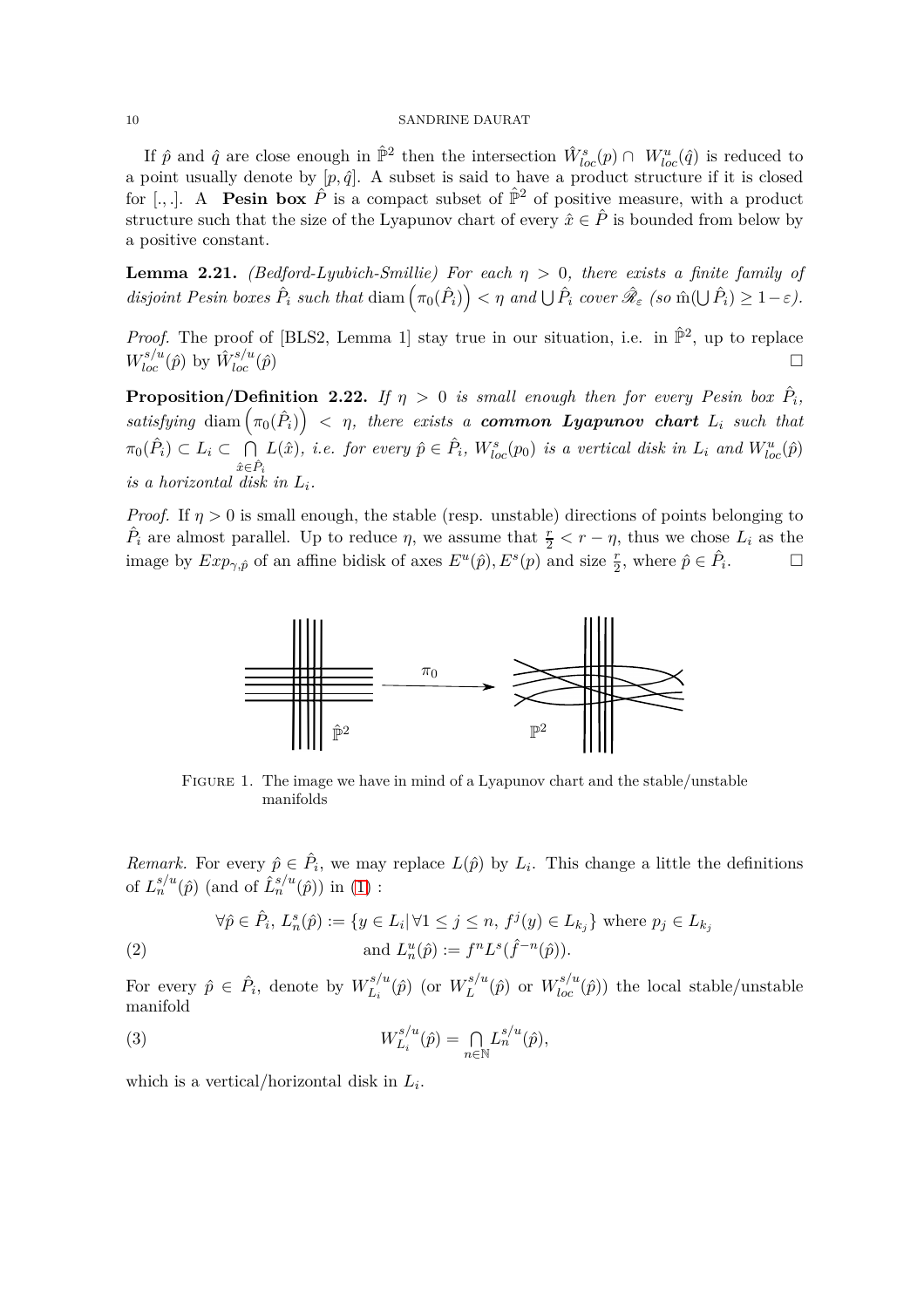If $\hat{p}$ and $\hat{q}$ are close enough in $\hat{\mathbb{P}}^2$ then the intersection $\hat{W}^s_{loc}(p) \cap W^u_{loc}(\hat{q})$ is reduced to a point usually denote by $[p, \hat{q}]$. A subset is said to have a product structure if it is closed for $[.,.]$. A **Pesin box** $\hat{P}$ is a compact subset of $\hat{\mathbb{P}}^2$ of positive measure, with a product structure such that the size of the Lyapunov chart of every $\hat{x} \in \hat{P}$ is bounded from below by a positive constant.

**Lemma 2.21.** *(Bedford-Lyubich-Smillie) For each $\eta > 0$, there exists a finite family of disjoint Pesin boxes $\hat{P}_i$ such that $\operatorname{diam}\left(\pi_0(\hat{P}_i)\right) < \eta$ and $\bigcup \hat{P}_i$ cover $\hat{\mathscr{R}}_\varepsilon$ (so $\hat{m}(\bigcup \hat{P}_i) \geq 1 - \varepsilon$).*

*Proof.* The proof of [BLS2, Lemma 1] stay true in our situation, i.e. in $\hat{\mathbb{P}}^2$, up to replace $W^{s/u}_{loc}(\hat{p})$ by $\hat{W}^{s/u}_{loc}(\hat{p})$ □

**Proposition/Definition 2.22.** *If $\eta > 0$ is small enough then for every Pesin box $\hat{P}_i$, satisfying $\operatorname{diam}\left(\pi_0(\hat{P}_i)\right) < \eta$, there exists a **common Lyapunov chart** $L_i$ such that $\pi_0(\hat{P}_i) \subset L_i \subset \bigcap_{\hat{x} \in \hat{P}_i} L(\hat{x})$, i.e. for every $\hat{p} \in \hat{P}_i$, $W^s_{loc}(p_0)$ is a vertical disk in $L_i$ and $W^u_{loc}(\hat{p})$ is a horizontal disk in $L_i$.*

*Proof.* If $\eta > 0$ is small enough, the stable (resp. unstable) directions of points belonging to $\hat{P}_i$ are almost parallel. Up to reduce $\eta$, we assume that $\frac{r}{2} < r - \eta$, thus we chose $L_i$ as the image by $Exp_{\gamma,\hat{p}}$ of an affine bidisk of axes $E^u(\hat{p}), E^s(p)$ and size $\frac{r}{2}$, where $\hat{p} \in \hat{P}_i$. □

Figure 1. The image we have in mind of a Lyapunov chart and the stable/unstable manifolds

*Remark.* For every $\hat{p} \in \hat{P}_i$, we may replace $L(\hat{p})$ by $L_i$. This change a little the definitions of $L^{s/u}_n(\hat{p})$ (and of $\hat{L}^{s/u}_n(\hat{p})$) in (1) :

$$\forall \hat{p} \in \hat{P}_i,\ L^s_n(\hat{p}) := \{y \in L_i | \forall 1 \leq j \leq n,\ f^j(y) \in L_{k_j}\} \text{ where } p_j \in L_{k_j}$$
$$\text{and } L^u_n(\hat{p}) := f^n L^s(\hat{f}^{-n}(\hat{p})). \tag{2}$$

For every $\hat{p} \in \hat{P}_i$, denote by $W^{s/u}_{L_i}(\hat{p})$ (or $W^{s/u}_{L}(\hat{p})$ or $W^{s/u}_{loc}(\hat{p})$) the local stable/unstable manifold

$$W^{s/u}_{L_i}(\hat{p}) = \bigcap_{n \in \mathbb{N}} L^{s/u}_n(\hat{p}), \tag{3}$$

which is a vertical/horizontal disk in $L_i$.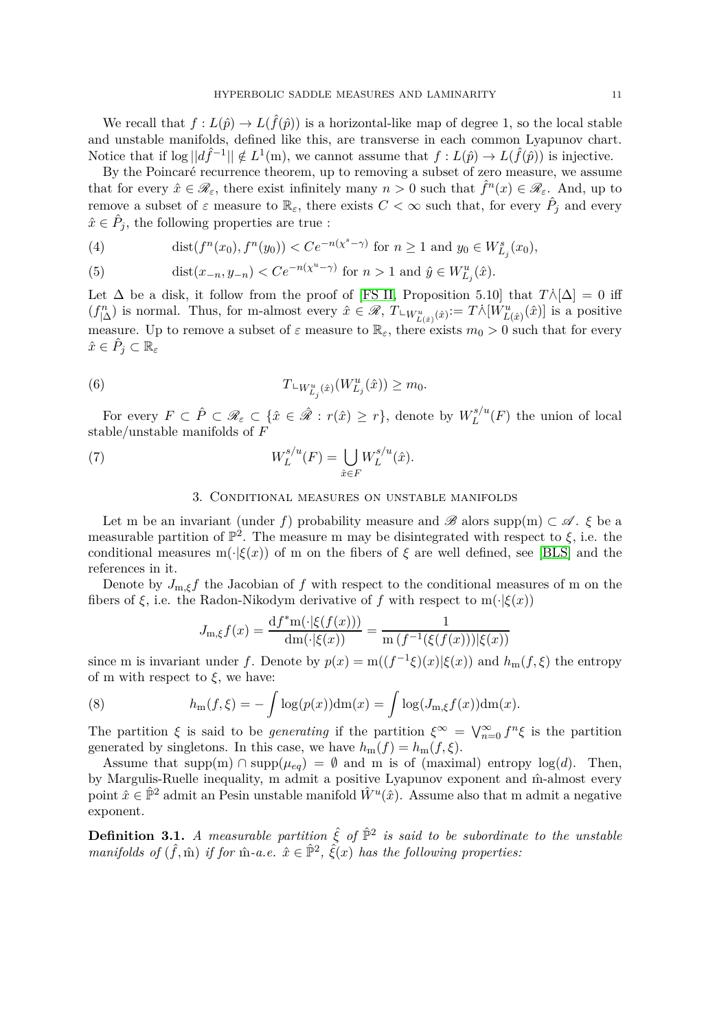We recall that $f : L(\hat{p}) \to L(\hat{f}(\hat{p}))$ is a horizontal-like map of degree 1, so the local stable and unstable manifolds, defined like this, are transverse in each common Lyapunov chart. Notice that if $\log ||d\hat{f}^{-1}|| \notin L^1(\mathrm{m})$, we cannot assume that $f : L(\hat{p}) \to L(\hat{f}(\hat{p}))$ is injective.

By the Poincaré recurrence theorem, up to removing a subset of zero measure, we assume that for every $\hat{x} \in \mathscr{R}_\varepsilon$, there exist infinitely many $n > 0$ such that $\hat{f}^n(x) \in \mathscr{R}_\varepsilon$. And, up to remove a subset of $\varepsilon$ measure to $\mathbb{R}_\varepsilon$, there exists $C < \infty$ such that, for every $\hat{P}_j$ and every $\hat{x} \in \hat{P}_j$, the following properties are true :

$$
\operatorname{dist}(f^n(x_0), f^n(y_0)) < Ce^{-n(\chi^s - \gamma)} \text{ for } n \geq 1 \text{ and } y_0 \in W^s_{L_j}(x_0), \tag{4}
$$

$$
\operatorname{dist}(x_{-n}, y_{-n}) < Ce^{-n(\chi^u - \gamma)} \text{ for } n > 1 \text{ and } \hat{y} \in W^u_{L_j}(\hat{x}). \tag{5}
$$

Let $\Delta$ be a disk, it follow from the proof of [FS II, Proposition 5.10] that $T\dot{\wedge}[\Delta] = 0$ iff $(f^n_{|\Delta})$ is normal. Thus, for m-almost every $\hat{x} \in \mathscr{R}$, $T_{\llcorner W^u_{L(\hat{x})}(\hat{x})} := T\dot{\wedge}[W^u_{L(\hat{x})}(\hat{x})]$ is a positive measure. Up to remove a subset of $\varepsilon$ measure to $\mathbb{R}_\varepsilon$, there exists $m_0 > 0$ such that for every $\hat{x} \in \hat{P}_j \subset \mathbb{R}_\varepsilon$

$$
T_{\llcorner W^u_{L_j}(\hat{x})}(W^u_{L_j}(\hat{x})) \geq m_0. \tag{6}
$$

For every $F \subset \hat{P} \subset \mathscr{R}_\varepsilon \subset \{\hat{x} \in \hat{\mathscr{R}} : r(\hat{x}) \geq r\}$, denote by $W^{s/u}_L(F)$ the union of local stable/unstable manifolds of $F$

$$
W^{s/u}_L(F) = \bigcup_{\hat{x} \in F} W^{s/u}_L(\hat{x}). \tag{7}
$$

## 3. Conditional measures on unstable manifolds

Let m be an invariant (under $f$) probability measure and $\mathscr{B}$ alors $\operatorname{supp}(\mathrm{m}) \subset \mathscr{A}$. $\xi$ be a measurable partition of $\mathbb{P}^2$. The measure m may be disintegrated with respect to $\xi$, i.e. the conditional measures $\mathrm{m}(\cdot|\xi(x))$ of m on the fibers of $\xi$ are well defined, see [BLS] and the references in it.

Denote by $J_{\mathrm{m},\xi}f$ the Jacobian of $f$ with respect to the conditional measures of m on the fibers of $\xi$, i.e. the Radon-Nikodym derivative of $f$ with respect to $\mathrm{m}(\cdot|\xi(x))$

$$
J_{\mathrm{m},\xi}f(x) = \frac{\mathrm{d}f^*\mathrm{m}(\cdot|\xi(f(x)))}{\mathrm{dm}(\cdot|\xi(x))} = \frac{1}{\mathrm{m}\left(f^{-1}(\xi(f(x)))|\xi(x)\right)}
$$

since m is invariant under $f$. Denote by $p(x) = \mathrm{m}((f^{-1}\xi)(x)|\xi(x))$ and $h_\mathrm{m}(f, \xi)$ the entropy of m with respect to $\xi$, we have:

$$
h_\mathrm{m}(f, \xi) = -\int \log(p(x))\mathrm{dm}(x) = \int \log(J_{\mathrm{m},\xi}f(x))\mathrm{dm}(x). \tag{8}
$$

The partition $\xi$ is said to be *generating* if the partition $\xi^\infty = \bigvee_{n=0}^\infty f^n\xi$ is the partition generated by singletons. In this case, we have $h_\mathrm{m}(f) = h_\mathrm{m}(f, \xi)$.

Assume that $\operatorname{supp}(\mathrm{m}) \cap \operatorname{supp}(\mu_{eq}) = \emptyset$ and m is of (maximal) entropy $\log(d)$. Then, by Margulis-Ruelle inequality, m admit a positive Lyapunov exponent and $\hat{\mathrm{m}}$-almost every point $\hat{x} \in \hat{\mathbb{P}}^2$ admit an Pesin unstable manifold $\hat{W}^u(\hat{x})$. Assume also that m admit a negative exponent.

**Definition 3.1.** *A measurable partition $\hat{\xi}$ of $\hat{\mathbb{P}}^2$ is said to be subordinate to the unstable manifolds of $(\hat{f}, \hat{\mathrm{m}})$ if for $\hat{\mathrm{m}}$-a.e. $\hat{x} \in \hat{\mathbb{P}}^2$, $\hat{\xi}(x)$ has the following properties:*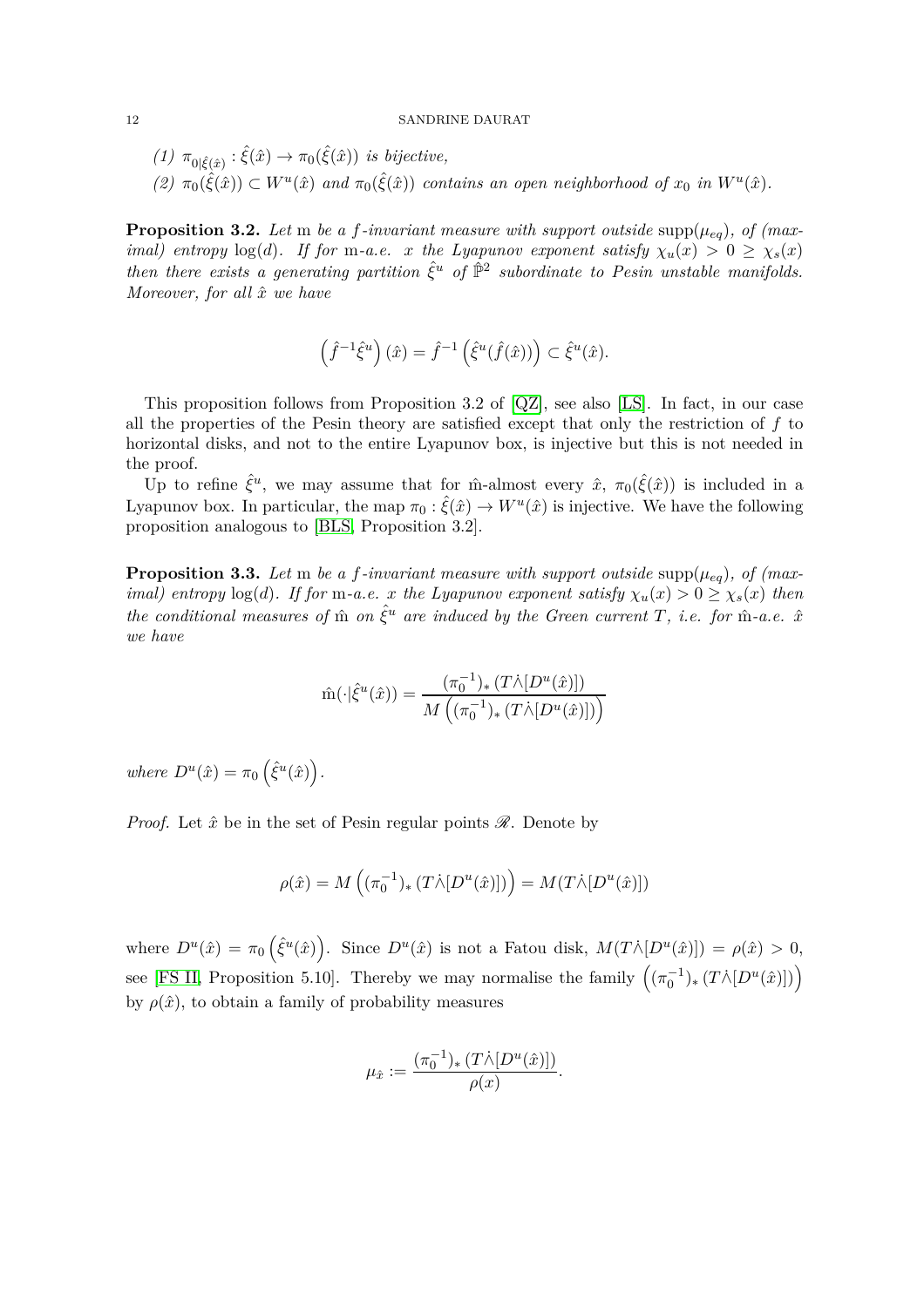(1) $\pi_{0|\hat{\xi}(\hat{x})} : \hat{\xi}(\hat{x}) \to \pi_0(\hat{\xi}(\hat{x}))$ *is bijective,*

(2) $\pi_0(\hat{\xi}(\hat{x})) \subset W^u(\hat{x})$ *and* $\pi_0(\hat{\xi}(\hat{x}))$ *contains an open neighborhood of* $x_0$ *in* $W^u(\hat{x})$.

**Proposition 3.2.** *Let* $\mathrm{m}$ *be a* $f$*-invariant measure with support outside* $\mathrm{supp}(\mu_{eq})$*, of (maximal) entropy* $\log(d)$*. If for* $\mathrm{m}$*-a.e.* $x$ *the Lyapunov exponent satisfy* $\chi_u(x) > 0 \geq \chi_s(x)$ *then there exists a generating partition* $\hat{\xi}^u$ *of* $\hat{\mathbb{P}}^2$ *subordinate to Pesin unstable manifolds. Moreover, for all* $\hat{x}$ *we have*

$$\left(\hat{f}^{-1}\hat{\xi}^u\right)(\hat{x}) = \hat{f}^{-1}\left(\hat{\xi}^u(\hat{f}(\hat{x}))\right) \subset \hat{\xi}^u(\hat{x}).$$

This proposition follows from Proposition 3.2 of [QZ], see also [LS]. In fact, in our case all the properties of the Pesin theory are satisfied except that only the restriction of $f$ to horizontal disks, and not to the entire Lyapunov box, is injective but this is not needed in the proof.

Up to refine $\hat{\xi}^u$, we may assume that for $\hat{\mathrm{m}}$-almost every $\hat{x}$, $\pi_0(\hat{\xi}(\hat{x}))$ is included in a Lyapunov box. In particular, the map $\pi_0 : \hat{\xi}(\hat{x}) \to W^u(\hat{x})$ is injective. We have the following proposition analogous to [BLS, Proposition 3.2].

**Proposition 3.3.** *Let* $\mathrm{m}$ *be a* $f$*-invariant measure with support outside* $\mathrm{supp}(\mu_{eq})$*, of (maximal) entropy* $\log(d)$*. If for* $\mathrm{m}$*-a.e.* $x$ *the Lyapunov exponent satisfy* $\chi_u(x) > 0 \geq \chi_s(x)$ *then the conditional measures of* $\hat{\mathrm{m}}$ *on* $\hat{\xi}^u$ *are induced by the Green current* $T$*, i.e. for* $\hat{\mathrm{m}}$*-a.e.* $\hat{x}$ *we have*

$$\hat{\mathrm{m}}(\cdot|\hat{\xi}^u(\hat{x})) = \frac{(\pi_0^{-1})_*\,(T\dot{\wedge}[D^u(\hat{x})])}{M\left((\pi_0^{-1})_*\,(T\dot{\wedge}[D^u(\hat{x})])\right)}$$

*where* $D^u(\hat{x}) = \pi_0\left(\hat{\xi}^u(\hat{x})\right)$.

*Proof.* Let $\hat{x}$ be in the set of Pesin regular points $\mathscr{R}$. Denote by

$$\rho(\hat{x}) = M\left((\pi_0^{-1})_*\,(T\dot{\wedge}[D^u(\hat{x})])\right) = M(T\dot{\wedge}[D^u(\hat{x})])$$

where $D^u(\hat{x}) = \pi_0\left(\hat{\xi}^u(\hat{x})\right)$. Since $D^u(\hat{x})$ is not a Fatou disk, $M(T\dot{\wedge}[D^u(\hat{x})]) = \rho(\hat{x}) > 0$, see [FS II, Proposition 5.10]. Thereby we may normalise the family $\left((\pi_0^{-1})_*\,(T\dot{\wedge}[D^u(\hat{x})])\right)$ by $\rho(\hat{x})$, to obtain a family of probability measures

$$\mu_{\hat{x}} := \frac{(\pi_0^{-1})_*\,(T\dot{\wedge}[D^u(\hat{x})])}{\rho(x)}.$$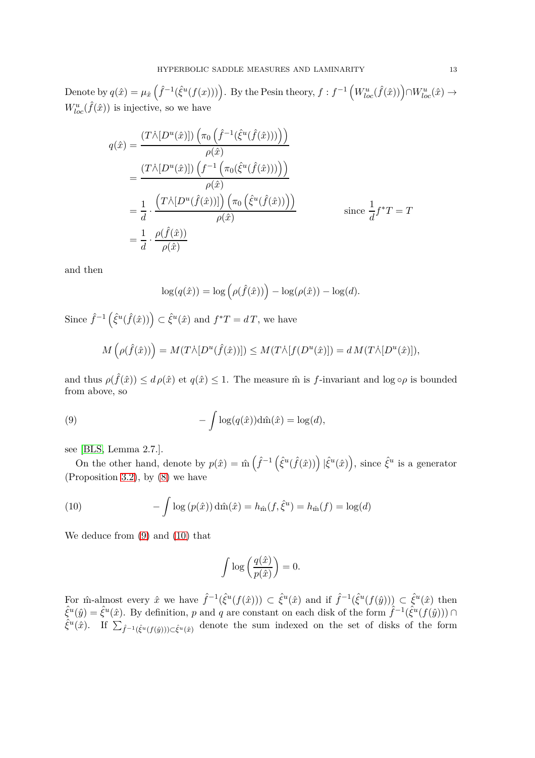Denote by $q(\hat{x}) = \mu_{\hat{x}}\left(\hat{f}^{-1}(\hat{\xi}^u(f(x)))\right)$. By the Pesin theory, $f : f^{-1}\left(W^u_{loc}(\hat{f}(\hat{x}))\right) \cap W^u_{loc}(\hat{x}) \to W^u_{loc}(\hat{f}(\hat{x}))$ is injective, so we have

$$
\begin{aligned}
q(\hat{x}) &= \frac{(T\dot{\wedge}[D^u(\hat{x})])\left(\pi_0\left(\hat{f}^{-1}(\hat{\xi}^u(\hat{f}(\hat{x})))\right)\right)}{\rho(\hat{x})} \\
&= \frac{(T\dot{\wedge}[D^u(\hat{x})])\left(f^{-1}\left(\pi_0(\hat{\xi}^u(\hat{f}(\hat{x})))\right)\right)}{\rho(\hat{x})} \\
&= \frac{1}{d}\cdot\frac{\left(T\dot{\wedge}[D^u(\hat{f}(\hat{x}))]\right)\left(\pi_0\left(\hat{\xi}^u(\hat{f}(\hat{x}))\right)\right)}{\rho(\hat{x})} \qquad\qquad \text{since } \frac{1}{d}f^*T = T \\
&= \frac{1}{d}\cdot\frac{\rho(\hat{f}(\hat{x}))}{\rho(\hat{x})}
\end{aligned}
$$

and then

$$
\log(q(\hat{x})) = \log\left(\rho(\hat{f}(\hat{x}))\right) - \log(\rho(\hat{x})) - \log(d).
$$

Since $\hat{f}^{-1}\left(\hat{\xi}^u(\hat{f}(\hat{x}))\right) \subset \hat{\xi}^u(\hat{x})$ and $f^*T = d\,T$, we have

$$
M\left(\rho(\hat{f}(\hat{x}))\right) = M(T\dot{\wedge}[D^u(\hat{f}(\hat{x}))]) \leq M(T\dot{\wedge}[f(D^u(\hat{x})]) = d\,M(T\dot{\wedge}[D^u(\hat{x})]),
$$

and thus $\rho(\hat{f}(\hat{x})) \leq d\,\rho(\hat{x})$ et $q(\hat{x}) \leq 1$. The measure $\hat{\mathrm{m}}$ is $f$-invariant and $\log\circ\rho$ is bounded from above, so

$$
-\int \log(q(\hat{x}))\mathrm{d}\hat{\mathrm{m}}(\hat{x}) = \log(d), \tag{9}
$$

see [BLS, Lemma 2.7.].

On the other hand, denote by $p(\hat{x}) = \hat{\mathrm{m}}\left(\hat{f}^{-1}\left(\hat{\xi}^u(\hat{f}(\hat{x}))\right)|\hat{\xi}^u(\hat{x})\right)$, since $\hat{\xi}^u$ is a generator (Proposition 3.2), by (8) we have

$$
-\int \log\left(p(\hat{x})\right)\mathrm{d}\hat{\mathrm{m}}(\hat{x}) = h_{\hat{\mathrm{m}}}(f,\hat{\xi}^u) = h_{\hat{\mathrm{m}}}(f) = \log(d) \tag{10}
$$

We deduce from (9) and (10) that

$$
\int \log\left(\frac{q(\hat{x})}{p(\hat{x})}\right) = 0.
$$

For $\hat{\mathrm{m}}$-almost every $\hat{x}$ we have $\hat{f}^{-1}(\hat{\xi}^u(f(\hat{x}))) \subset \hat{\xi}^u(\hat{x})$ and if $\hat{f}^{-1}(\hat{\xi}^u(f(\hat{y}))) \subset \hat{\xi}^u(\hat{x})$ then $\hat{\xi}^u(\hat{y}) = \hat{\xi}^u(\hat{x})$. By definition, $p$ and $q$ are constant on each disk of the form $\hat{f}^{-1}(\hat{\xi}^u(f(\hat{y}))) \cap \hat{\xi}^u(\hat{x})$. If $\sum_{\hat{f}^{-1}(\hat{\xi}^u(f(\hat{y})))\subset\hat{\xi}^u(\hat{x})}$ denote the sum indexed on the set of disks of the form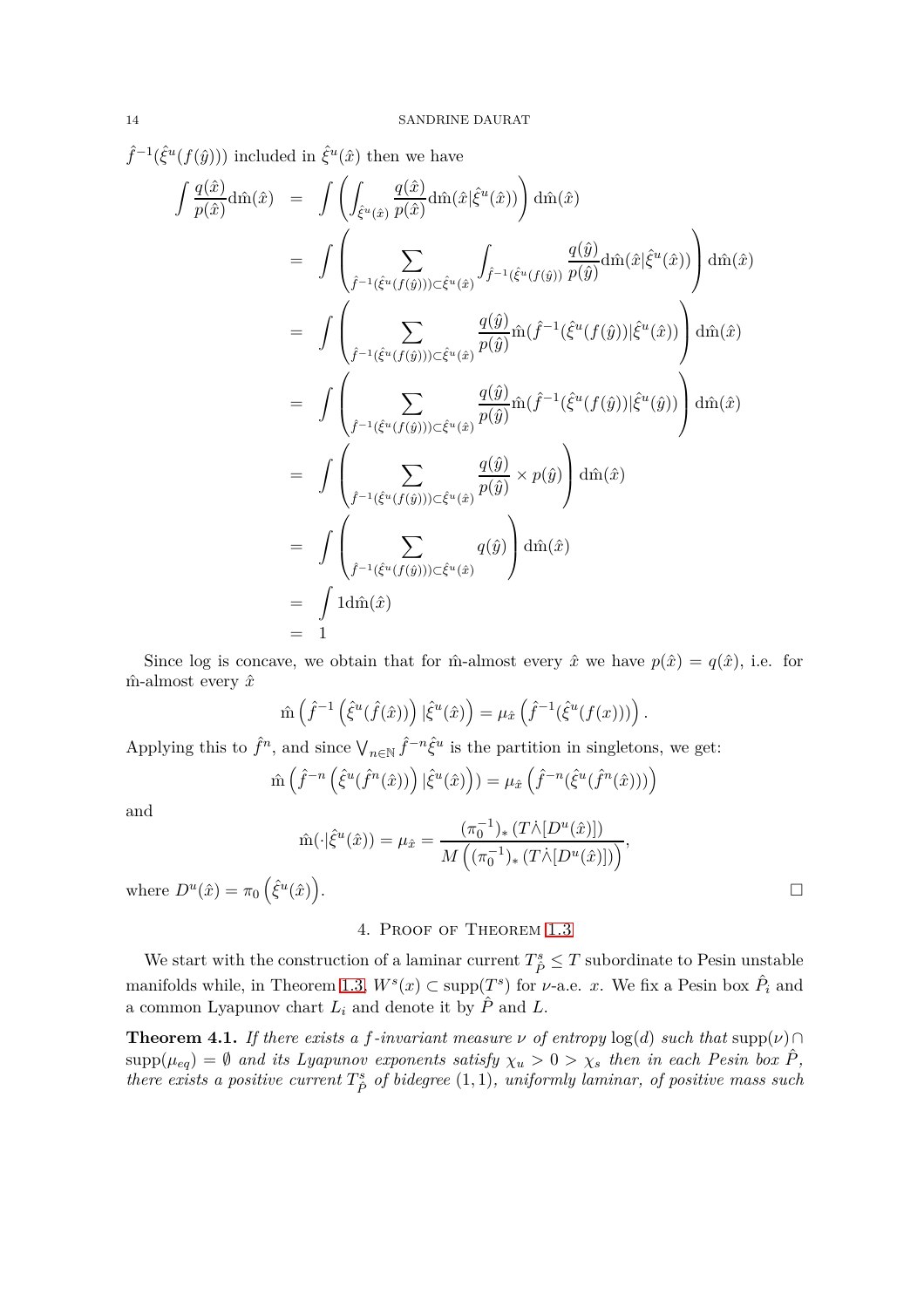$\hat{f}^{-1}(\hat{\xi}^u(f(\hat{y})))$ included in $\hat{\xi}^u(\hat{x})$ then we have

$$
\begin{aligned}
\int \frac{q(\hat{x})}{p(\hat{x})}\mathrm{d}\hat{\mathrm{m}}(\hat{x}) &= \int \left( \int_{\hat{\xi}^u(\hat{x})} \frac{q(\hat{x})}{p(\hat{x})}\mathrm{d}\hat{\mathrm{m}}(\hat{x}|\hat{\xi}^u(\hat{x})) \right)\mathrm{d}\hat{\mathrm{m}}(\hat{x}) \\
&= \int \left( \sum_{\hat{f}^{-1}(\hat{\xi}^u(f(\hat{y})))\subset\hat{\xi}^u(\hat{x})} \int_{\hat{f}^{-1}(\hat{\xi}^u(f(\hat{y}))} \frac{q(\hat{y})}{p(\hat{y})}\mathrm{d}\hat{\mathrm{m}}(\hat{x}|\hat{\xi}^u(\hat{x})) \right)\mathrm{d}\hat{\mathrm{m}}(\hat{x}) \\
&= \int \left( \sum_{\hat{f}^{-1}(\hat{\xi}^u(f(\hat{y})))\subset\hat{\xi}^u(\hat{x})} \frac{q(\hat{y})}{p(\hat{y})}\hat{\mathrm{m}}(\hat{f}^{-1}(\hat{\xi}^u(f(\hat{y}))|\hat{\xi}^u(\hat{x})) \right)\mathrm{d}\hat{\mathrm{m}}(\hat{x}) \\
&= \int \left( \sum_{\hat{f}^{-1}(\hat{\xi}^u(f(\hat{y})))\subset\hat{\xi}^u(\hat{x})} \frac{q(\hat{y})}{p(\hat{y})}\hat{\mathrm{m}}(\hat{f}^{-1}(\hat{\xi}^u(f(\hat{y}))|\hat{\xi}^u(\hat{y})) \right)\mathrm{d}\hat{\mathrm{m}}(\hat{x}) \\
&= \int \left( \sum_{\hat{f}^{-1}(\hat{\xi}^u(f(\hat{y})))\subset\hat{\xi}^u(\hat{x})} \frac{q(\hat{y})}{p(\hat{y})} \times p(\hat{y}) \right)\mathrm{d}\hat{\mathrm{m}}(\hat{x}) \\
&= \int \left( \sum_{\hat{f}^{-1}(\hat{\xi}^u(f(\hat{y})))\subset\hat{\xi}^u(\hat{x})} q(\hat{y}) \right)\mathrm{d}\hat{\mathrm{m}}(\hat{x}) \\
&= \int 1\mathrm{d}\hat{\mathrm{m}}(\hat{x}) \\
&= 1
\end{aligned}
$$

Since log is concave, we obtain that for $\hat{\mathrm{m}}$-almost every $\hat{x}$ we have $p(\hat{x}) = q(\hat{x})$, i.e. for $\hat{\mathrm{m}}$-almost every $\hat{x}$

$$\hat{\mathrm{m}}\left(\hat{f}^{-1}\left(\hat{\xi}^u(\hat{f}(\hat{x}))\right)|\hat{\xi}^u(\hat{x})\right) = \mu_{\hat{x}}\left(\hat{f}^{-1}(\hat{\xi}^u(f(x)))\right).$$

Applying this to $\hat{f}^n$, and since $\bigvee_{n\in\mathbb{N}} \hat{f}^{-n}\hat{\xi}^u$ is the partition in singletons, we get:

$$\hat{\mathrm{m}}\left(\hat{f}^{-n}\left(\hat{\xi}^u(\hat{f}^n(\hat{x}))\right)|\hat{\xi}^u(\hat{x})\right)) = \mu_{\hat{x}}\left(\hat{f}^{-n}(\hat{\xi}^u(\hat{f}^n(\hat{x})))\right)$$

and

$$\hat{\mathrm{m}}(\cdot|\hat{\xi}^u(\hat{x})) = \mu_{\hat{x}} = \frac{(\pi_0^{-1})_*\left(T\dot{\wedge}[D^u(\hat{x})]\right)}{M\left((\pi_0^{-1})_*\left(T\dot{\wedge}[D^u(\hat{x})]\right)\right)},$$

where $D^u(\hat{x}) = \pi_0\left(\hat{\xi}^u(\hat{x})\right)$. □

## 4. Proof of Theorem 1.3

We start with the construction of a laminar current $T^s_{\hat{P}} \leq T$ subordinate to Pesin unstable manifolds while, in Theorem 1.3, $W^s(x) \subset \operatorname{supp}(T^s)$ for $\nu$-a.e. $x$. We fix a Pesin box $\hat{P}_i$ and a common Lyapunov chart $L_i$ and denote it by $\hat{P}$ and $L$.

**Theorem 4.1.** *If there exists a $f$-invariant measure $\nu$ of entropy $\log(d)$ such that $\operatorname{supp}(\nu) \cap \operatorname{supp}(\mu_{eq}) = \emptyset$ and its Lyapunov exponents satisfy $\chi_u > 0 > \chi_s$ then in each Pesin box $\hat{P}$, there exists a positive current $T^s_{\hat{P}}$ of bidegree $(1,1)$, uniformly laminar, of positive mass such*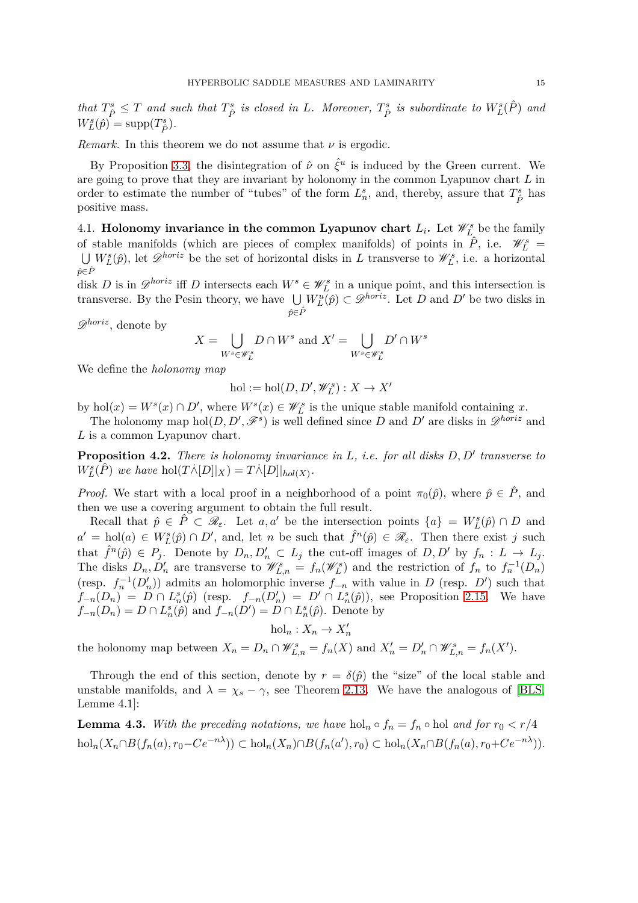*that $T^s_{\hat{P}} \leq T$ and such that $T^s_{\hat{P}}$ is closed in $L$. Moreover, $T^s_{\hat{P}}$ is subordinate to $W^s_L(\hat{P})$ and $W^s_L(\hat{p}) = \mathrm{supp}(T^s_{\hat{P}})$.*

*Remark.* In this theorem we do not assume that $\nu$ is ergodic.

By Proposition 3.3, the disintegration of $\hat{\nu}$ on $\hat{\xi}^u$ is induced by the Green current. We are going to prove that they are invariant by holonomy in the common Lyapunov chart $L$ in order to estimate the number of "tubes" of the form $L^s_n$, and, thereby, assure that $T^s_{\hat{P}}$ has positive mass.

4.1. **Holonomy invariance in the common Lyapunov chart $L_i$.** Let $\mathscr{W}^s_L$ be the family of stable manifolds (which are pieces of complex manifolds) of points in $\hat{P}$, i.e. $\mathscr{W}^s_L = \bigcup_{\hat{p}\in\hat{P}} W^s_L(\hat{p})$, let $\mathscr{D}^{horiz}$ be the set of horizontal disks in $L$ transverse to $\mathscr{W}^s_L$, i.e. a horizontal disk $D$ is in $\mathscr{D}^{horiz}$ iff $D$ intersects each $W^s \in \mathscr{W}^s_L$ in a unique point, and this intersection is transverse. By the Pesin theory, we have $\bigcup_{\hat{p}\in\hat{P}} W^u_L(\hat{p}) \subset \mathscr{D}^{horiz}$. Let $D$ and $D'$ be two disks in $\mathscr{D}^{horiz}$, denote by

$$X = \bigcup_{W^s\in\mathscr{W}^s_L} D \cap W^s \text{ and } X' = \bigcup_{W^s\in\mathscr{W}^s_L} D' \cap W^s$$

We define the *holonomy map*

$$\mathrm{hol} := \mathrm{hol}(D, D', \mathscr{W}^s_L) : X \to X'$$

by $\mathrm{hol}(x) = W^s(x) \cap D'$, where $W^s(x) \in \mathscr{W}^s_L$ is the unique stable manifold containing $x$.

The holonomy map $\mathrm{hol}(D, D', \mathscr{F}^s)$ is well defined since $D$ and $D'$ are disks in $\mathscr{D}^{horiz}$ and $L$ is a common Lyapunov chart.

**Proposition 4.2.** *There is holonomy invariance in $L$, i.e. for all disks $D, D'$ transverse to $W^s_L(\hat{P})$ we have $\mathrm{hol}(T\dot{\wedge}[D]|_X) = T\dot{\wedge}[D]|_{hol(X)}$.*

*Proof.* We start with a local proof in a neighborhood of a point $\pi_0(\hat{p})$, where $\hat{p} \in \hat{P}$, and then we use a covering argument to obtain the full result.

Recall that $\hat{p} \in \hat{P} \subset \mathscr{R}_\varepsilon$. Let $a, a'$ be the intersection points $\{a\} = W^s_L(\hat{p}) \cap D$ and $a' = \mathrm{hol}(a) \in W^s_L(\hat{p}) \cap D'$, and, let $n$ be such that $\hat{f}^n(\hat{p}) \in \mathscr{R}_\varepsilon$. Then there exist $j$ such that $\hat{f}^n(\hat{p}) \in P_j$. Denote by $D_n, D'_n \subset L_j$ the cut-off images of $D, D'$ by $f_n : L \to L_j$. The disks $D_n, D'_n$ are transverse to $\mathscr{W}^s_{L,n} = f_n(\mathscr{W}^s_L)$ and the restriction of $f_n$ to $f_n^{-1}(D_n)$ (resp. $f_n^{-1}(D'_n)$) admits an holomorphic inverse $f_{-n}$ with value in $D$ (resp. $D'$) such that $f_{-n}(D_n) = D \cap L^s_n(\hat{p})$ (resp. $f_{-n}(D'_n) = D' \cap L^s_n(\hat{p})$), see Proposition 2.15. We have $f_{-n}(D_n) = D \cap L^s_n(\hat{p})$ and $f_{-n}(D') = D \cap L^s_n(\hat{p})$. Denote by

$$\mathrm{hol}_n : X_n \to X'_n$$

the holonomy map between $X_n = D_n \cap \mathscr{W}^s_{L,n} = f_n(X)$ and $X'_n = D'_n \cap \mathscr{W}^s_{L,n} = f_n(X')$.

Through the end of this section, denote by $r = \delta(\hat{p})$ the "size" of the local stable and unstable manifolds, and $\lambda = \chi_s - \gamma$, see Theorem 2.13. We have the analogous of [BLS, Lemme 4.1]:

**Lemma 4.3.** *With the preceding notations, we have $\mathrm{hol}_n \circ f_n = f_n \circ \mathrm{hol}$ and for $r_0 < r/4$*

$$\mathrm{hol}_n(X_n \cap B(f_n(a), r_0 - Ce^{-n\lambda})) \subset \mathrm{hol}_n(X_n) \cap B(f_n(a'), r_0) \subset \mathrm{hol}_n(X_n \cap B(f_n(a), r_0 + Ce^{-n\lambda})).$$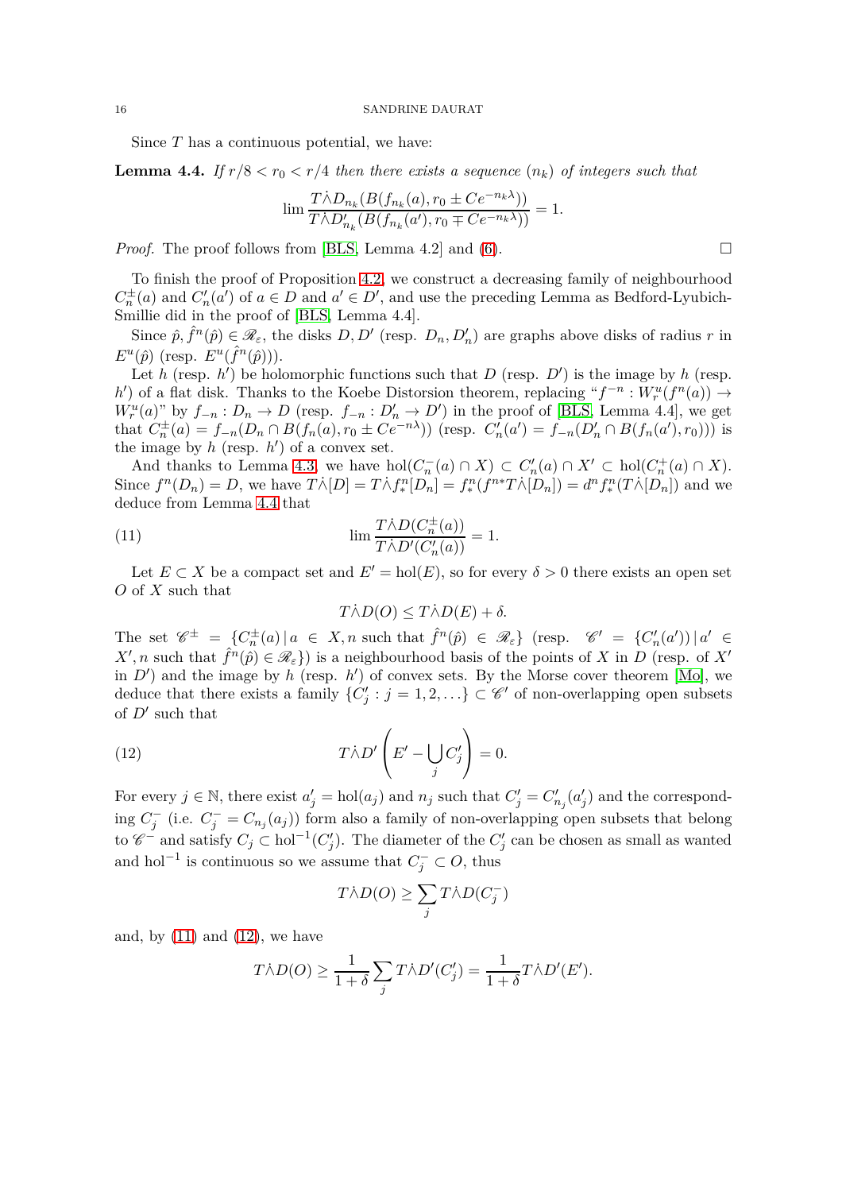Since $T$ has a continuous potential, we have:

**Lemma 4.4.** *If $r/8 < r_0 < r/4$ then there exists a sequence $(n_k)$ of integers such that*

$$\lim \frac{T\dot{\wedge}D_{n_k}(B(f_{n_k}(a), r_0 \pm Ce^{-n_k\lambda}))}{T\dot{\wedge}D'_{n_k}(B(f_{n_k}(a'), r_0 \mp Ce^{-n_k\lambda}))} = 1.$$

*Proof.* The proof follows from [BLS, Lemma 4.2] and (6). □

To finish the proof of Proposition 4.2, we construct a decreasing family of neighbourhood $C_n^{\pm}(a)$ and $C'_n(a')$ of $a \in D$ and $a' \in D'$, and use the preceding Lemma as Bedford-Lyubich-Smillie did in the proof of [BLS, Lemma 4.4].

Since $\hat{p}, \hat{f}^n(\hat{p}) \in \mathscr{R}_\varepsilon$, the disks $D, D'$ (resp. $D_n, D'_n$) are graphs above disks of radius $r$ in $E^u(\hat{p})$ (resp. $E^u(\hat{f}^n(\hat{p}))$).

Let $h$ (resp. $h'$) be holomorphic functions such that $D$ (resp. $D'$) is the image by $h$ (resp. $h'$) of a flat disk. Thanks to the Koebe Distorsion theorem, replacing "$f^{-n} : W_r^u(f^n(a)) \to W_r^u(a)$" by $f_{-n} : D_n \to D$ (resp. $f_{-n} : D'_n \to D'$) in the proof of [BLS, Lemma 4.4], we get that $C_n^{\pm}(a) = f_{-n}(D_n \cap B(f_n(a), r_0 \pm Ce^{-n\lambda}))$ (resp. $C'_n(a') = f_{-n}(D'_n \cap B(f_n(a'), r_0))$) is the image by $h$ (resp. $h'$) of a convex set.

And thanks to Lemma 4.3, we have $\mathrm{hol}(C_n^-(a) \cap X) \subset C'_n(a) \cap X' \subset \mathrm{hol}(C_n^+(a) \cap X)$. Since $f^n(D_n) = D$, we have $T\dot{\wedge}[D] = T\dot{\wedge}f_*^n[D_n] = f_*^n(f^{n*}T\dot{\wedge}[D_n]) = d^n f_*^n(T\dot{\wedge}[D_n])$ and we deduce from Lemma 4.4 that

$$\lim \frac{T\dot{\wedge}D(C_n^{\pm}(a))}{T\dot{\wedge}D'(C'_n(a))} = 1. \tag{11}$$

Let $E \subset X$ be a compact set and $E' = \mathrm{hol}(E)$, so for every $\delta > 0$ there exists an open set $O$ of $X$ such that

$$T\dot{\wedge}D(O) \leq T\dot{\wedge}D(E) + \delta.$$

The set $\mathscr{C}^{\pm} = \{C_n^{\pm}(a) \,|\, a \in X, n \text{ such that } \hat{f}^n(\hat{p}) \in \mathscr{R}_\varepsilon\}$ (resp. $\mathscr{C}' = \{C'_n(a')) \,|\, a' \in X', n \text{ such that } \hat{f}^n(\hat{p}) \in \mathscr{R}_\varepsilon\}$) is a neighbourhood basis of the points of $X$ in $D$ (resp. of $X'$ in $D'$) and the image by $h$ (resp. $h'$) of convex sets. By the Morse cover theorem [Mo], we deduce that there exists a family $\{C'_j : j = 1, 2, \ldots\} \subset \mathscr{C}'$ of non-overlapping open subsets of $D'$ such that

$$T\dot{\wedge}D'\left(E' - \bigcup_j C'_j\right) = 0. \tag{12}$$

For every $j \in \mathbb{N}$, there exist $a'_j = \mathrm{hol}(a_j)$ and $n_j$ such that $C'_j = C'_{n_j}(a'_j)$ and the corresponding $C_j^-$ (i.e. $C_j^- = C_{n_j}(a_j)$) form also a family of non-overlapping open subsets that belong to $\mathscr{C}^-$ and satisfy $C_j \subset \mathrm{hol}^{-1}(C'_j)$. The diameter of the $C'_j$ can be chosen as small as wanted and $\mathrm{hol}^{-1}$ is continuous so we assume that $C_j^- \subset O$, thus

$$T\dot{\wedge}D(O) \geq \sum_j T\dot{\wedge}D(C_j^-)$$

and, by (11) and (12), we have

$$T\dot{\wedge}D(O) \geq \frac{1}{1+\delta}\sum_j T\dot{\wedge}D'(C'_j) = \frac{1}{1+\delta}T\dot{\wedge}D'(E').$$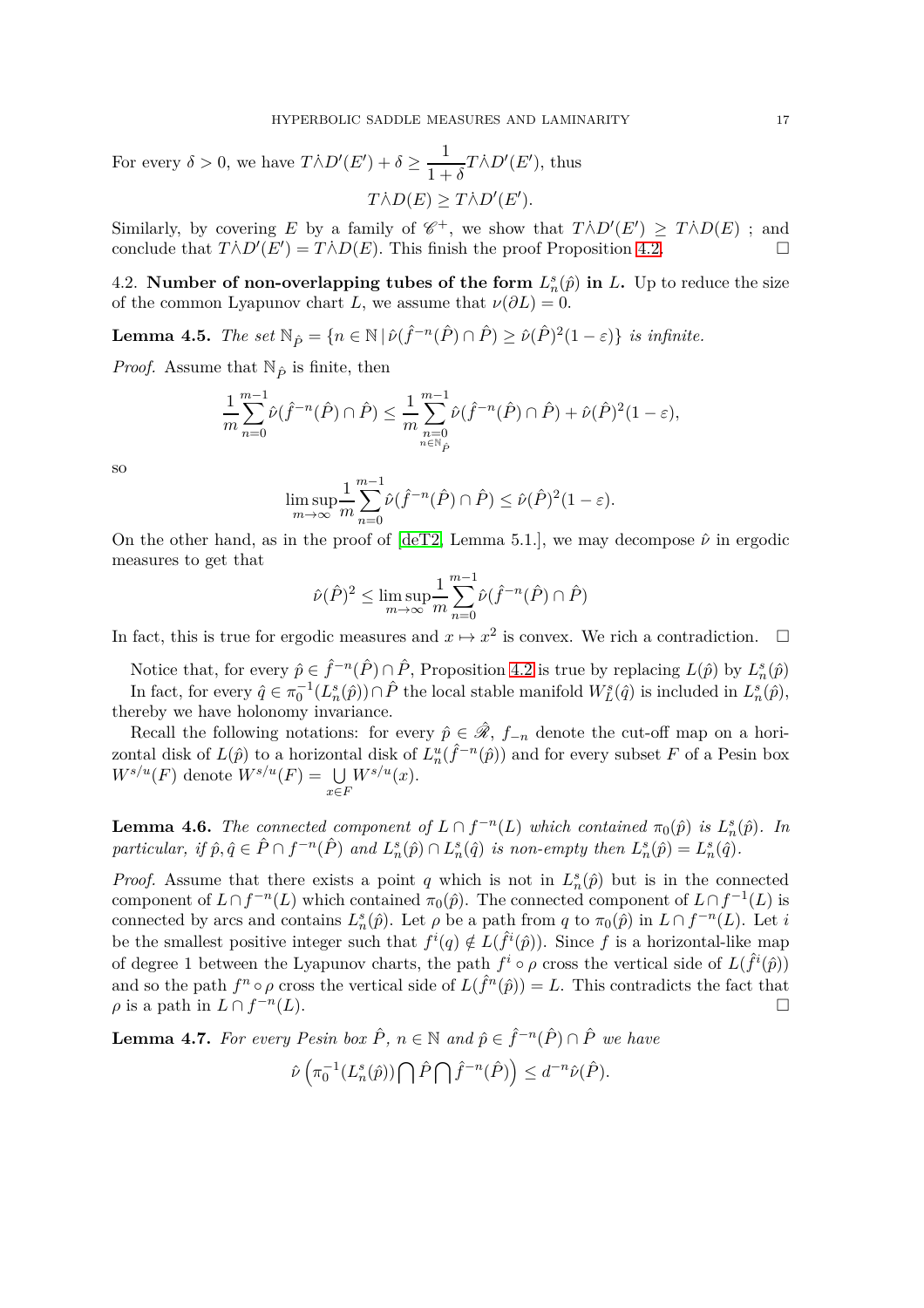For every $\delta > 0$, we have $T\dot{\wedge}D'(E') + \delta \geq \dfrac{1}{1+\delta} T\dot{\wedge}D'(E')$, thus

$$T\dot{\wedge}D(E) \geq T\dot{\wedge}D'(E').$$

Similarly, by covering $E$ by a family of $\mathscr{C}^+$, we show that $T\dot{\wedge}D'(E') \geq T\dot{\wedge}D(E)$ ; and conclude that $T\dot{\wedge}D'(E') = T\dot{\wedge}D(E)$. This finish the proof Proposition 4.2. $\square$

4.2. **Number of non-overlapping tubes of the form $L^s_n(\hat{p})$ in $L$.** Up to reduce the size of the common Lyapunov chart $L$, we assume that $\nu(\partial L) = 0$.

**Lemma 4.5.** *The set $\mathbb{N}_{\hat{P}} = \{n \in \mathbb{N} \,|\, \hat{\nu}(\hat{f}^{-n}(\hat{P}) \cap \hat{P}) \geq \hat{\nu}(\hat{P})^2(1-\varepsilon)\}$ is infinite.*

*Proof.* Assume that $\mathbb{N}_{\hat{P}}$ is finite, then

$$\frac{1}{m}\sum_{n=0}^{m-1} \hat{\nu}(\hat{f}^{-n}(\hat{P}) \cap \hat{P}) \leq \frac{1}{m}\sum_{\substack{n=0 \\ n \in \mathbb{N}_{\hat{P}}}}^{m-1} \hat{\nu}(\hat{f}^{-n}(\hat{P}) \cap \hat{P}) + \hat{\nu}(\hat{P})^2(1-\varepsilon),$$

so

$$\limsup_{m\to\infty} \frac{1}{m}\sum_{n=0}^{m-1} \hat{\nu}(\hat{f}^{-n}(\hat{P}) \cap \hat{P}) \leq \hat{\nu}(\hat{P})^2(1-\varepsilon).$$

On the other hand, as in the proof of [deT2, Lemma 5.1.], we may decompose $\hat{\nu}$ in ergodic measures to get that

$$\hat{\nu}(\hat{P})^2 \leq \limsup_{m\to\infty} \frac{1}{m}\sum_{n=0}^{m-1} \hat{\nu}(\hat{f}^{-n}(\hat{P}) \cap \hat{P})$$

In fact, this is true for ergodic measures and $x \mapsto x^2$ is convex. We rich a contradiction. $\square$

Notice that, for every $\hat{p} \in \hat{f}^{-n}(\hat{P}) \cap \hat{P}$, Proposition 4.2 is true by replacing $L(\hat{p})$ by $L^s_n(\hat{p})$ In fact, for every $\hat{q} \in \pi_0^{-1}(L^s_n(\hat{p})) \cap \hat{P}$ the local stable manifold $W^s_L(\hat{q})$ is included in $L^s_n(\hat{p})$, thereby we have holonomy invariance.

Recall the following notations: for every $\hat{p} \in \hat{\mathscr{R}}$, $f_{-n}$ denote the cut-off map on a horizontal disk of $L(\hat{p})$ to a horizontal disk of $L^u_n(\hat{f}^{-n}(\hat{p}))$ and for every subset $F$ of a Pesin box $W^{s/u}(F)$ denote $W^{s/u}(F) = \bigcup_{x \in F} W^{s/u}(x)$.

**Lemma 4.6.** *The connected component of $L \cap f^{-n}(L)$ which contained $\pi_0(\hat{p})$ is $L^s_n(\hat{p})$. In particular, if $\hat{p}, \hat{q} \in \hat{P} \cap f^{-n}(\hat{P})$ and $L^s_n(\hat{p}) \cap L^s_n(\hat{q})$ is non-empty then $L^s_n(\hat{p}) = L^s_n(\hat{q})$.*

*Proof.* Assume that there exists a point $q$ which is not in $L^s_n(\hat{p})$ but is in the connected component of $L \cap f^{-n}(L)$ which contained $\pi_0(\hat{p})$. The connected component of $L \cap f^{-1}(L)$ is connected by arcs and contains $L^s_n(\hat{p})$. Let $\rho$ be a path from $q$ to $\pi_0(\hat{p})$ in $L \cap f^{-n}(L)$. Let $i$ be the smallest positive integer such that $f^i(q) \notin L(\hat{f}^i(\hat{p}))$. Since $f$ is a horizontal-like map of degree 1 between the Lyapunov charts, the path $f^i \circ \rho$ cross the vertical side of $L(\hat{f}^i(\hat{p}))$ and so the path $f^n \circ \rho$ cross the vertical side of $L(\hat{f}^n(\hat{p})) = L$. This contradicts the fact that $\rho$ is a path in $L \cap f^{-n}(L)$. $\square$

**Lemma 4.7.** *For every Pesin box $\hat{P}$, $n \in \mathbb{N}$ and $\hat{p} \in \hat{f}^{-n}(\hat{P}) \cap \hat{P}$ we have*

$$\hat{\nu}\left(\pi_0^{-1}(L^s_n(\hat{p})) \bigcap \hat{P} \bigcap \hat{f}^{-n}(\hat{P})\right) \leq d^{-n}\hat{\nu}(\hat{P}).$$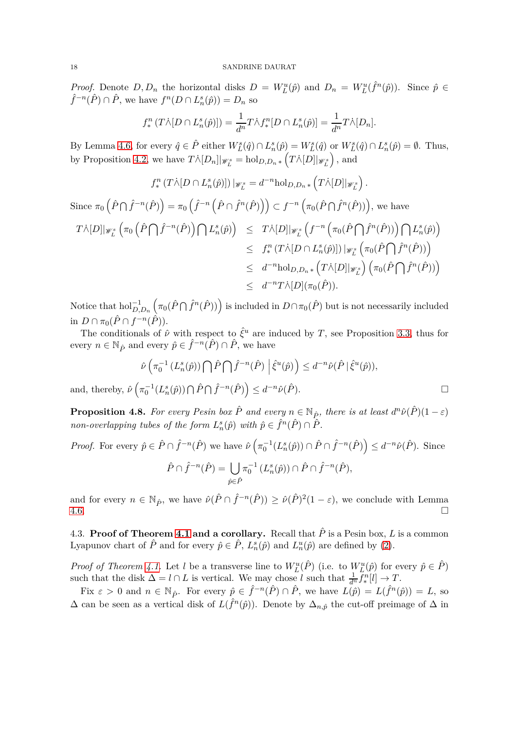*Proof.* Denote $D, D_n$ the horizontal disks $D = W^u_L(\hat{p})$ and $D_n = W^u_L(\hat{f}^n(\hat{p}))$. Since $\hat{p} \in \hat{f}^{-n}(\hat{P}) \cap \hat{P}$, we have $f^n(D \cap L^s_n(\hat{p})) = D_n$ so

$$f^n_* \left(T \dot{\wedge} [D \cap L^s_n(\hat{p})]\right) = \frac{1}{d^n} T \dot{\wedge} f^n_* [D \cap L^s_n(\hat{p})] = \frac{1}{d^n} T \dot{\wedge} [D_n].$$

By Lemma 4.6, for every $\hat{q} \in \hat{P}$ either $W^s_L(\hat{q}) \cap L^s_n(\hat{p}) = W^s_L(\hat{q})$ or $W^s_L(\hat{q}) \cap L^s_n(\hat{p}) = \emptyset$. Thus, by Proposition 4.2, we have $T \dot{\wedge} [D_n]|_{\mathscr{W}^s_L} = \mathrm{hol}_{D,D_n *}\left(T \dot{\wedge} [D]|_{\mathscr{W}^s_L}\right)$, and

$$f^n_* \left(T \dot{\wedge} [D \cap L^s_n(\hat{p})]\right)|_{\mathscr{W}^s_L} = d^{-n} \mathrm{hol}_{D,D_n *}\left(T \dot{\wedge} [D]|_{\mathscr{W}^s_L}\right).$$

Since $\pi_0\left(\hat{P} \bigcap \hat{f}^{-n}(\hat{P})\right) = \pi_0\left(\hat{f}^{-n}\left(\hat{P} \cap \hat{f}^n(\hat{P})\right)\right) \subset f^{-n}\left(\pi_0(\hat{P} \bigcap \hat{f}^n(\hat{P}))\right)$, we have

$$\begin{aligned}
T \dot{\wedge} [D]|_{\mathscr{W}^s_L}\left(\pi_0\left(\hat{P} \bigcap \hat{f}^{-n}(\hat{P})\right) \bigcap L^s_n(\hat{p})\right) &\leq T \dot{\wedge} [D]|_{\mathscr{W}^s_L}\left(f^{-n}\left(\pi_0(\hat{P} \bigcap \hat{f}^n(\hat{P}))\right) \bigcap L^s_n(\hat{p})\right) \\
&\leq f^n_* \left(T \dot{\wedge} [D \cap L^s_n(\hat{p})]\right)|_{\mathscr{W}^s_L}\left(\pi_0(\hat{P} \bigcap \hat{f}^n(\hat{P}))\right) \\
&\leq d^{-n} \mathrm{hol}_{D,D_n *}\left(T \dot{\wedge} [D]|_{\mathscr{W}^s_L}\right)\left(\pi_0(\hat{P} \bigcap \hat{f}^n(\hat{P}))\right) \\
&\leq d^{-n} T \dot{\wedge} [D](\pi_0(\hat{P})).
\end{aligned}$$

Notice that $\mathrm{hol}^{-1}_{D,D_n}\left(\pi_0(\hat{P} \bigcap \hat{f}^n(\hat{P}))\right)$ is included in $D \cap \pi_0(\hat{P})$ but is not necessarily included in $D \cap \pi_0(\hat{P} \cap f^{-n}(\hat{P}))$.

The conditionals of $\hat{\nu}$ with respect to $\hat{\xi}^u$ are induced by $T$, see Proposition 3.3, thus for every $n \in \mathbb{N}_{\hat{P}}$ and every $\hat{p} \in \hat{f}^{-n}(\hat{P}) \cap \hat{P}$, we have

$$\hat{\nu}\left(\pi_0^{-1}\left(L^s_n(\hat{p})\right) \bigcap \hat{P} \bigcap \hat{f}^{-n}(\hat{P}) \,\middle|\, \hat{\xi}^u(\hat{p})\right) \leq d^{-n} \hat{\nu}(\hat{P} \,|\, \hat{\xi}^u(\hat{p})),$$

and, thereby, $\hat{\nu}\left(\pi_0^{-1}(L^s_n(\hat{p})) \bigcap \hat{P} \bigcap \hat{f}^{-n}(\hat{P})\right) \leq d^{-n} \hat{\nu}(\hat{P})$. $\square$

**Proposition 4.8.** *For every Pesin box $\hat{P}$ and every $n \in \mathbb{N}_{\hat{P}}$, there is at least $d^n \hat{\nu}(\hat{P})(1-\varepsilon)$ non-overlapping tubes of the form $L^s_n(\hat{p})$ with $\hat{p} \in \hat{f}^n(\hat{P}) \cap \hat{P}$.*

*Proof.* For every $\hat{p} \in \hat{P} \cap \hat{f}^{-n}(\hat{P})$ we have $\hat{\nu}\left(\pi_0^{-1}(L^s_n(\hat{p})) \cap \hat{P} \cap \hat{f}^{-n}(\hat{P})\right) \leq d^{-n} \hat{\nu}(\hat{P})$. Since

$$\hat{P} \cap \hat{f}^{-n}(\hat{P}) = \bigcup_{\hat{p} \in \hat{P}} \pi_0^{-1}\left(L^s_n(\hat{p})\right) \cap \hat{P} \cap \hat{f}^{-n}(\hat{P}),$$

and for every $n \in \mathbb{N}_{\hat{P}}$, we have $\hat{\nu}(\hat{P} \cap \hat{f}^{-n}(\hat{P})) \geq \hat{\nu}(\hat{P})^2(1-\varepsilon)$, we conclude with Lemma 4.6. $\square$

### 4.3. **Proof of Theorem 4.1 and a corollary.**

Recall that $\hat{P}$ is a Pesin box, $L$ is a common Lyapunov chart of $\hat{P}$ and for every $\hat{p} \in \hat{P}$, $L^s_n(\hat{p})$ and $L^u_n(\hat{p})$ are defined by (2).

*Proof of Theorem 4.1.* Let $l$ be a transverse line to $W^u_L(\hat{P})$ (i.e. to $W^u_L(\hat{p})$ for every $\hat{p} \in \hat{P}$) such that the disk $\Delta = l \cap L$ is vertical. We may chose $l$ such that $\frac{1}{d^n} f^n_*[l] \to T$.

Fix $\varepsilon > 0$ and $n \in \mathbb{N}_{\hat{P}}$. For every $\hat{p} \in \hat{f}^{-n}(\hat{P}) \cap \hat{P}$, we have $L(\hat{p}) = L(\hat{f}^n(\hat{p})) = L$, so $\Delta$ can be seen as a vertical disk of $L(\hat{f}^n(\hat{p}))$. Denote by $\Delta_{n,\hat{p}}$ the cut-off preimage of $\Delta$ in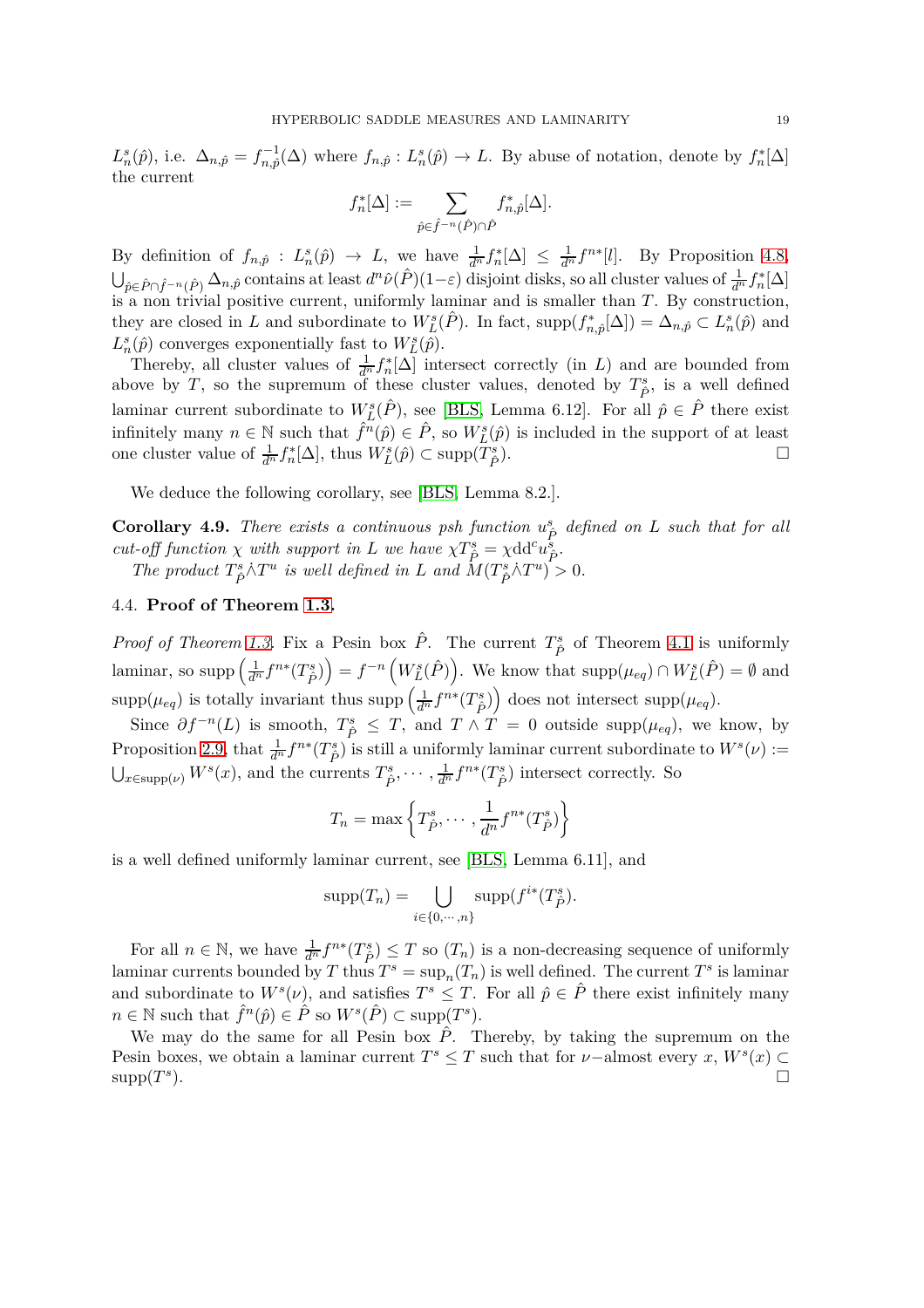$L_n^s(\hat{p})$, i.e. $\Delta_{n,\hat{p}} = f_{n,\hat{p}}^{-1}(\Delta)$ where $f_{n,\hat{p}} : L_n^s(\hat{p}) \to L$. By abuse of notation, denote by $f_n^*[\Delta]$ the current

$$f_n^*[\Delta] := \sum_{\hat{p} \in \hat{f}^{-n}(\hat{P}) \cap \hat{P}} f_{n,\hat{p}}^*[\Delta].$$

By definition of $f_{n,\hat{p}} : L_n^s(\hat{p}) \to L$, we have $\frac{1}{d^n} f_n^*[\Delta] \leq \frac{1}{d^n} f^{n*}[l]$. By Proposition 4.8, $\bigcup_{\hat{p} \in \hat{P} \cap \hat{f}^{-n}(\hat{P})} \Delta_{n,\hat{p}}$ contains at least $d^n \hat{\nu}(\hat{P})(1-\varepsilon)$ disjoint disks, so all cluster values of $\frac{1}{d^n} f_n^*[\Delta]$ is a non trivial positive current, uniformly laminar and is smaller than $T$. By construction, they are closed in $L$ and subordinate to $W_L^s(\hat{P})$. In fact, $\mathrm{supp}(f_{n,\hat{p}}^*[\Delta]) = \Delta_{n,\hat{p}} \subset L_n^s(\hat{p})$ and $L_n^s(\hat{p})$ converges exponentially fast to $W_L^s(\hat{p})$.

Thereby, all cluster values of $\frac{1}{d^n} f_n^*[\Delta]$ intersect correctly (in $L$) and are bounded from above by $T$, so the supremum of these cluster values, denoted by $T_{\hat{P}}^s$, is a well defined laminar current subordinate to $W_L^s(\hat{P})$, see [BLS, Lemma 6.12]. For all $\hat{p} \in \hat{P}$ there exist infinitely many $n \in \mathbb{N}$ such that $\hat{f}^n(\hat{p}) \in \hat{P}$, so $W_L^s(\hat{p})$ is included in the support of at least one cluster value of $\frac{1}{d^n} f_n^*[\Delta]$, thus $W_L^s(\hat{p}) \subset \mathrm{supp}(T_{\hat{P}}^s)$. □

We deduce the following corollary, see [BLS, Lemma 8.2.].

**Corollary 4.9.** *There exists a continuous psh function $u_{\hat{P}}^s$ defined on $L$ such that for all cut-off function $\chi$ with support in $L$ we have $\chi T_{\hat{P}}^s = \chi \mathrm{dd^c} u_{\hat{P}}^s$.*

*The product $T_{\hat{P}}^s \dot{\wedge} T^u$ is well defined in $L$ and $M(T_{\hat{P}}^s \dot{\wedge} T^u) > 0$.*

### 4.4. Proof of Theorem 1.3.

*Proof of Theorem 1.3.* Fix a Pesin box $\hat{P}$. The current $T_{\hat{P}}^s$ of Theorem 4.1 is uniformly laminar, so $\mathrm{supp}\left(\frac{1}{d^n} f^{n*}(T_{\hat{P}}^s)\right) = f^{-n}\left(W_L^s(\hat{P})\right)$. We know that $\mathrm{supp}(\mu_{eq}) \cap W_L^s(\hat{P}) = \emptyset$ and $\mathrm{supp}(\mu_{eq})$ is totally invariant thus $\mathrm{supp}\left(\frac{1}{d^n} f^{n*}(T_{\hat{P}}^s)\right)$ does not intersect $\mathrm{supp}(\mu_{eq})$.

Since $\partial f^{-n}(L)$ is smooth, $T_{\hat{P}}^s \leq T$, and $T \wedge T = 0$ outside $\mathrm{supp}(\mu_{eq})$, we know, by Proposition 2.9, that $\frac{1}{d^n} f^{n*}(T_{\hat{P}}^s)$ is still a uniformly laminar current subordinate to $W^s(\nu) := \bigcup_{x \in \mathrm{supp}(\nu)} W^s(x)$, and the currents $T_{\hat{P}}^s, \cdots, \frac{1}{d^n} f^{n*}(T_{\hat{P}}^s)$ intersect correctly. So

$$T_n = \max\left\{T_{\hat{P}}^s, \cdots, \frac{1}{d^n} f^{n*}(T_{\hat{P}}^s)\right\}$$

is a well defined uniformly laminar current, see [BLS, Lemma 6.11], and

$$\mathrm{supp}(T_n) = \bigcup_{i \in \{0, \cdots, n\}} \mathrm{supp}(f^{i*}(T_{\hat{P}}^s)).$$

For all $n \in \mathbb{N}$, we have $\frac{1}{d^n} f^{n*}(T_{\hat{P}}^s) \leq T$ so $(T_n)$ is a non-decreasing sequence of uniformly laminar currents bounded by $T$ thus $T^s = \sup_n(T_n)$ is well defined. The current $T^s$ is laminar and subordinate to $W^s(\nu)$, and satisfies $T^s \leq T$. For all $\hat{p} \in \hat{P}$ there exist infinitely many $n \in \mathbb{N}$ such that $\hat{f}^n(\hat{p}) \in \hat{P}$ so $W^s(\hat{P}) \subset \mathrm{supp}(T^s)$.

We may do the same for all Pesin box $\hat{P}$. Thereby, by taking the supremum on the Pesin boxes, we obtain a laminar current $T^s \leq T$ such that for $\nu-$almost every $x$, $W^s(x) \subset \mathrm{supp}(T^s)$. □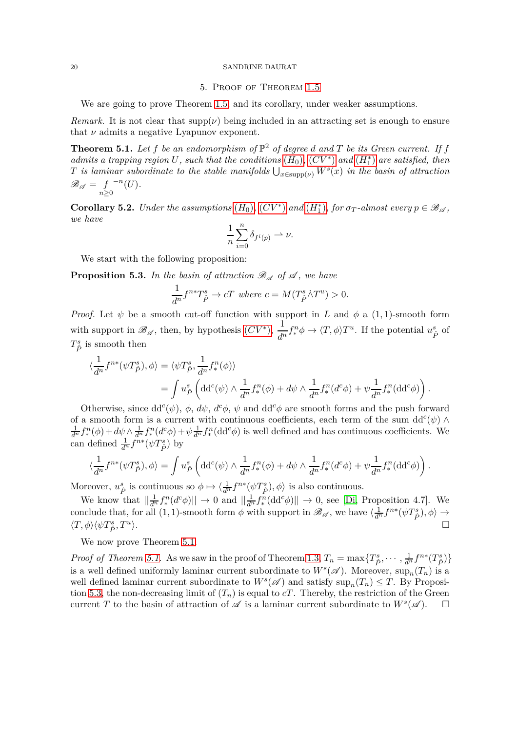## 5. Proof of Theorem 1.5

We are going to prove Theorem 1.5, and its corollary, under weaker assumptions.

*Remark.* It is not clear that $\text{supp}(\nu)$ being included in an attracting set is enough to ensure that $\nu$ admits a negative Lyapunov exponent.

**Theorem 5.1.** *Let $f$ be an endomorphism of $\mathbb{P}^2$ of degree $d$ and $T$ be its Green current. If $f$ admits a trapping region $U$, such that the conditions $(H_0)$, $(CV^*)$ and $(H_1^*)$ are satisfied, then $T$ is laminar subordinate to the stable manifolds $\bigcup_{x\in\text{supp}(\nu)} W^s(x)$ in the basin of attraction $\mathscr{B}_{\mathscr{A}} = \underset{n\geq 0}{f}{}^{-n}(U)$.*

**Corollary 5.2.** *Under the assumptions $(H_0)$, $(CV^*)$ and $(H_1^*)$, for $\sigma_T$-almost every $p \in \mathscr{B}_{\mathscr{A}}$, we have*

$$\frac{1}{n}\sum_{i=0}^{n} \delta_{f^i(p)} \rightharpoonup \nu.$$

We start with the following proposition:

**Proposition 5.3.** *In the basin of attraction $\mathscr{B}_{\mathscr{A}}$ of $\mathscr{A}$, we have*

$$\frac{1}{d^n} f^{n*} T^s_{\hat{P}} \to cT \text{ where } c = M(T^s_{\hat{P}} \dot{\wedge} T^u) > 0.$$

*Proof.* Let $\psi$ be a smooth cut-off function with support in $L$ and $\phi$ a $(1,1)$-smooth form with support in $\mathscr{B}_{\mathscr{A}}$, then, by hypothesis $(CV^*)$, $\dfrac{1}{d^n} f^n_* \phi \to \langle T, \phi\rangle T^u$. If the potential $u^s_{\hat{P}}$ of $T^s_{\hat{P}}$ is smooth then

$$\begin{aligned}
\langle \frac{1}{d^n} f^{n*}(\psi T^s_{\hat{P}}), \phi\rangle &= \langle \psi T^s_{\hat{P}}, \frac{1}{d^n} f^n_*(\phi)\rangle \\
&= \int u^s_{\hat{P}} \left( \mathrm{dd^c}(\psi) \wedge \frac{1}{d^n} f^n_*(\phi) + d\psi \wedge \frac{1}{d^n} f^n_*(d^c\phi) + \psi \frac{1}{d^n} f^n_*(\mathrm{dd^c}\phi)\right).
\end{aligned}$$

Otherwise, since $\mathrm{dd^c}(\psi)$, $\phi$, $d\psi$, $d^c\phi$, $\psi$ and $\mathrm{dd^c}\phi$ are smooth forms and the push forward of a smooth form is a current with continuous coefficients, each term of the sum $\mathrm{dd^c}(\psi) \wedge \frac{1}{d^n} f^n_*(\phi) + d\psi \wedge \frac{1}{d^n} f^n_*(d^c\phi) + \psi \frac{1}{d^n} f^n_*(\mathrm{dd^c}\phi)$ is well defined and has continuous coefficients. We can defined $\frac{1}{d^n} f^{n*}(\psi T^s_{\hat{P}})$ by

$$\langle \frac{1}{d^n} f^{n*}(\psi T^s_{\hat{P}}), \phi\rangle = \int u^s_{\hat{P}} \left( \mathrm{dd^c}(\psi) \wedge \frac{1}{d^n} f^n_*(\phi) + d\psi \wedge \frac{1}{d^n} f^n_*(d^c\phi) + \psi \frac{1}{d^n} f^n_*(\mathrm{dd^c}\phi)\right).$$

Moreover, $u^s_{\hat{P}}$ is continuous so $\phi \mapsto \langle \frac{1}{d^n} f^{n*}(\psi T^s_{\hat{P}}), \phi\rangle$ is also continuous.

We know that $||\frac{1}{d^n} f^n_*(d^c\phi)|| \to 0$ and $||\frac{1}{d^n} f^n_*(\mathrm{dd^c}\phi)|| \to 0$, see [Di, Proposition 4.7]. We conclude that, for all $(1,1)$-smooth form $\phi$ with support in $\mathscr{B}_{\mathscr{A}}$, we have $\langle \frac{1}{d^n} f^{n*}(\psi T^s_{\hat{P}}), \phi\rangle \to \langle T, \phi\rangle\langle \psi T^s_{\hat{P}}, T^u\rangle$. $\square$

We now prove Theorem 5.1.

*Proof of Theorem 5.1.* As we saw in the proof of Theorem 1.3, $T_n = \max\{T^s_{\hat{P}}, \cdots, \frac{1}{d^n} f^{n*}(T^s_{\hat{P}})\}$ is a well defined uniformly laminar current subordinate to $W^s(\mathscr{A})$. Moreover, $\sup_n(T_n)$ is a well defined laminar current subordinate to $W^s(\mathscr{A})$ and satisfy $\sup_n(T_n) \leq T$. By Proposition 5.3, the non-decreasing limit of $(T_n)$ is equal to $cT$. Thereby, the restriction of the Green current $T$ to the basin of attraction of $\mathscr{A}$ is a laminar current subordinate to $W^s(\mathscr{A})$. $\square$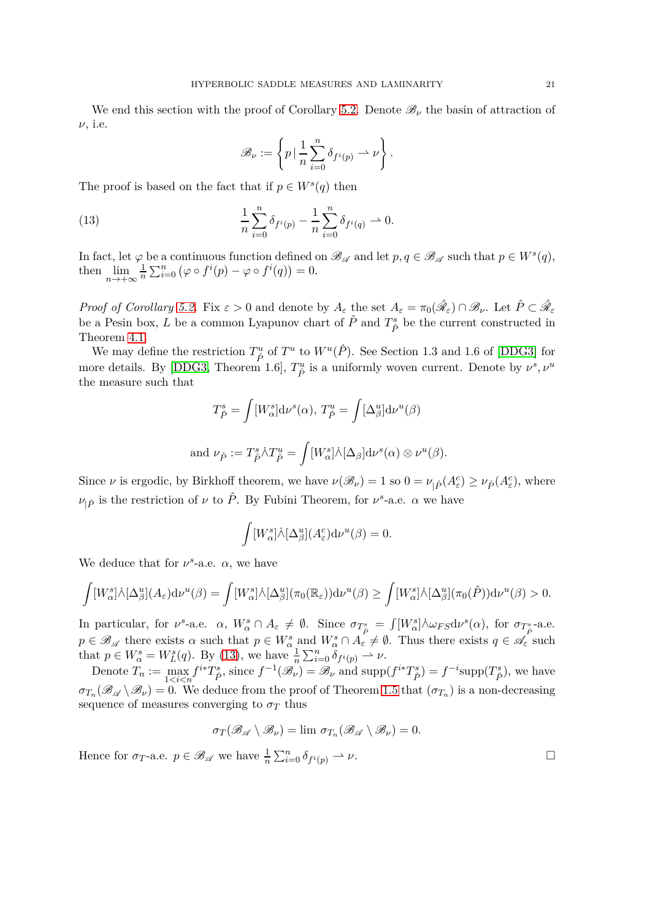We end this section with the proof of Corollary 5.2. Denote $\mathscr{B}_\nu$ the basin of attraction of $\nu$, i.e.

$$\mathscr{B}_\nu := \left\{ p \,|\, \frac{1}{n}\sum_{i=0}^{n} \delta_{f^i(p)} \rightharpoonup \nu \right\}.$$

The proof is based on the fact that if $p \in W^s(q)$ then

$$\frac{1}{n}\sum_{i=0}^{n} \delta_{f^i(p)} - \frac{1}{n}\sum_{i=0}^{n} \delta_{f^i(q)} \rightharpoonup 0. \tag{13}$$

In fact, let $\varphi$ be a continuous function defined on $\mathscr{B}_{\mathscr{A}}$ and let $p, q \in \mathscr{B}_{\mathscr{A}}$ such that $p \in W^s(q)$, then $\lim_{n\to+\infty} \frac{1}{n}\sum_{i=0}^{n} \left(\varphi \circ f^i(p) - \varphi \circ f^i(q)\right) = 0$.

*Proof of Corollary 5.2.* Fix $\varepsilon > 0$ and denote by $A_\varepsilon$ the set $A_\varepsilon = \pi_0(\hat{\mathscr{R}}_\varepsilon) \cap \mathscr{B}_\nu$. Let $\hat{P} \subset \hat{\mathscr{R}}_\varepsilon$ be a Pesin box, $L$ be a common Lyapunov chart of $\hat{P}$ and $T^s_{\hat{P}}$ be the current constructed in Theorem 4.1.

We may define the restriction $T^u_{\hat{P}}$ of $T^u$ to $W^u(\hat{P})$. See Section 1.3 and 1.6 of [DDG3] for more details. By [DDG3, Theorem 1.6], $T^u_{\hat{P}}$ is a uniformly woven current. Denote by $\nu^s, \nu^u$ the measure such that

$$T^s_{\hat{P}} = \int [W^s_\alpha] \mathrm{d}\nu^s(\alpha),\; T^u_{\hat{P}} = \int [\Delta^u_\beta] \mathrm{d}\nu^u(\beta)$$

$$\text{and } \nu_{\hat{P}} := T^s_{\hat{P}} \dot{\wedge} T^u_{\hat{P}} = \int [W^s_\alpha] \dot{\wedge} [\Delta_\beta] \mathrm{d}\nu^s(\alpha) \otimes \nu^u(\beta).$$

Since $\nu$ is ergodic, by Birkhoff theorem, we have $\nu(\mathscr{B}_\nu) = 1$ so $0 = \nu_{|\hat{P}}(A^c_\varepsilon) \geq \nu_{\hat{P}}(A^c_\varepsilon)$, where $\nu_{|\hat{P}}$ is the restriction of $\nu$ to $\hat{P}$. By Fubini Theorem, for $\nu^s$-a.e. $\alpha$ we have

$$\int [W^s_\alpha] \dot{\wedge} [\Delta^u_\beta](A^c_\varepsilon) \mathrm{d}\nu^u(\beta) = 0.$$

We deduce that for $\nu^s$-a.e. $\alpha$, we have

$$\int [W^s_\alpha] \dot{\wedge} [\Delta^u_\beta](A_\varepsilon) \mathrm{d}\nu^u(\beta) = \int [W^s_\alpha] \dot{\wedge} [\Delta^u_\beta](\pi_0(\mathbb{R}_\varepsilon)) \mathrm{d}\nu^u(\beta) \geq \int [W^s_\alpha] \dot{\wedge} [\Delta^u_\beta](\pi_0(\hat{P})) \mathrm{d}\nu^u(\beta) > 0.$$

In particular, for $\nu^s$-a.e. $\alpha$, $W^s_\alpha \cap A_\varepsilon \neq \emptyset$. Since $\sigma_{T^s_{\hat{P}}} = \int [W^s_\alpha] \dot{\wedge} \omega_{FS} \mathrm{d}\nu^s(\alpha)$, for $\sigma_{T^s_{\hat{P}}}$-a.e. $p \in \mathscr{B}_{\mathscr{A}}$ there exists $\alpha$ such that $p \in W^s_\alpha$ and $W^s_\alpha \cap A_\varepsilon \neq \emptyset$. Thus there exists $q \in \mathscr{A}_\varepsilon$ such that $p \in W^s_\alpha = W^s_L(q)$. By (13), we have $\frac{1}{n}\sum_{i=0}^{n} \delta_{f^i(p)} \rightharpoonup \nu$.

Denote $T_n := \max_{1<i<n} f^{i*} T^s_{\hat{P}}$, since $f^{-1}(\mathscr{B}_\nu) = \mathscr{B}_\nu$ and $\mathrm{supp}(f^{i*} T^s_{\hat{P}}) = f^{-i}\mathrm{supp}(T^s_{\hat{P}})$, we have $\sigma_{T_n}(\mathscr{B}_{\mathscr{A}} \setminus \mathscr{B}_\nu) = 0$. We deduce from the proof of Theorem 1.5 that $(\sigma_{T_n})$ is a non-decreasing sequence of measures converging to $\sigma_T$ thus

$$\sigma_T(\mathscr{B}_{\mathscr{A}} \setminus \mathscr{B}_\nu) = \lim \sigma_{T_n}(\mathscr{B}_{\mathscr{A}} \setminus \mathscr{B}_\nu) = 0.$$

Hence for $\sigma_T$-a.e. $p \in \mathscr{B}_{\mathscr{A}}$ we have $\frac{1}{n}\sum_{i=0}^{n} \delta_{f^i(p)} \rightharpoonup \nu$. $\square$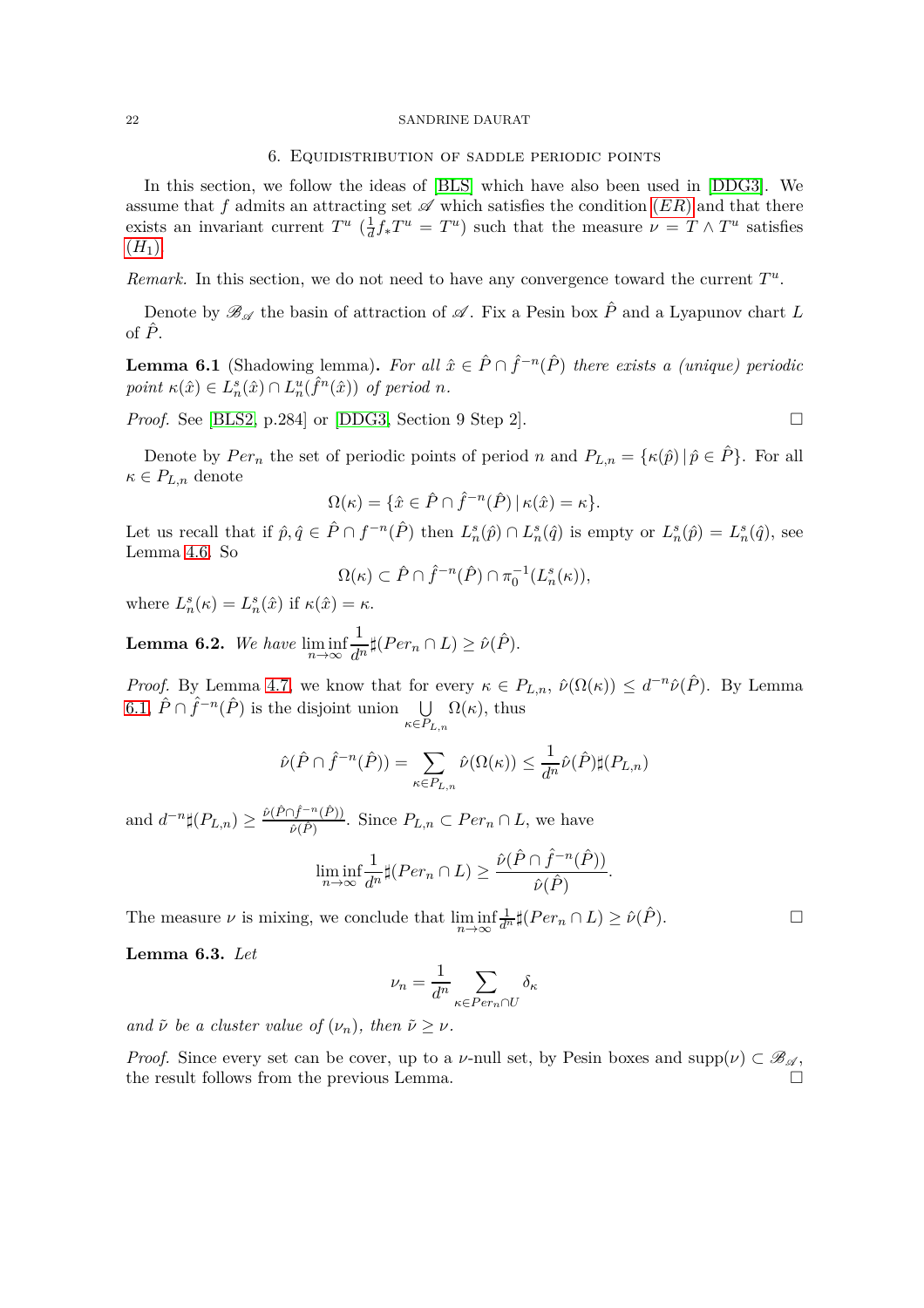## 6. Equidistribution of saddle periodic points

In this section, we follow the ideas of [BLS] which have also been used in [DDG3]. We assume that $f$ admits an attracting set $\mathscr{A}$ which satisfies the condition $(ER)$ and that there exists an invariant current $T^u$ ($\frac{1}{d}f_*T^u = T^u$) such that the measure $\nu = T \wedge T^u$ satisfies $(H_1)$.

*Remark.* In this section, we do not need to have any convergence toward the current $T^u$.

Denote by $\mathscr{B}_{\mathscr{A}}$ the basin of attraction of $\mathscr{A}$. Fix a Pesin box $\hat{P}$ and a Lyapunov chart $L$ of $\hat{P}$.

**Lemma 6.1** (Shadowing lemma). *For all $\hat{x} \in \hat{P} \cap \hat{f}^{-n}(\hat{P})$ there exists a (unique) periodic point $\kappa(\hat{x}) \in L_n^s(\hat{x}) \cap L_n^u(\hat{f}^n(\hat{x}))$ of period $n$.*

*Proof.* See [BLS2, p.284] or [DDG3, Section 9 Step 2]. □

Denote by $Per_n$ the set of periodic points of period $n$ and $P_{L,n} = \{\kappa(\hat{p}) \,|\, \hat{p} \in \hat{P}\}$. For all $\kappa \in P_{L,n}$ denote

$$\Omega(\kappa) = \{\hat{x} \in \hat{P} \cap \hat{f}^{-n}(\hat{P}) \,|\, \kappa(\hat{x}) = \kappa\}.$$

Let us recall that if $\hat{p}, \hat{q} \in \hat{P} \cap f^{-n}(\hat{P})$ then $L_n^s(\hat{p}) \cap L_n^s(\hat{q})$ is empty or $L_n^s(\hat{p}) = L_n^s(\hat{q})$, see Lemma 4.6. So

$$\Omega(\kappa) \subset \hat{P} \cap \hat{f}^{-n}(\hat{P}) \cap \pi_0^{-1}(L_n^s(\kappa)),$$

where $L_n^s(\kappa) = L_n^s(\hat{x})$ if $\kappa(\hat{x}) = \kappa$.

**Lemma 6.2.** *We have $\liminf\limits_{n\to\infty} \frac{1}{d^n} \sharp(Per_n \cap L) \geq \hat{\nu}(\hat{P})$.*

*Proof.* By Lemma 4.7, we know that for every $\kappa \in P_{L,n}$, $\hat{\nu}(\Omega(\kappa)) \leq d^{-n}\hat{\nu}(\hat{P})$. By Lemma 6.1, $\hat{P} \cap \hat{f}^{-n}(\hat{P})$ is the disjoint union $\bigcup\limits_{\kappa \in P_{L,n}} \Omega(\kappa)$, thus

$$\hat{\nu}(\hat{P} \cap \hat{f}^{-n}(\hat{P})) = \sum_{\kappa \in P_{L,n}} \hat{\nu}(\Omega(\kappa)) \leq \frac{1}{d^n} \hat{\nu}(\hat{P}) \sharp(P_{L,n})$$

and $d^{-n}\sharp(P_{L,n}) \geq \frac{\hat{\nu}(\hat{P} \cap \hat{f}^{-n}(\hat{P}))}{\hat{\nu}(\hat{P})}$. Since $P_{L,n} \subset Per_n \cap L$, we have

$$\liminf_{n\to\infty} \frac{1}{d^n} \sharp(Per_n \cap L) \geq \frac{\hat{\nu}(\hat{P} \cap \hat{f}^{-n}(\hat{P}))}{\hat{\nu}(\hat{P})}.$$

The measure $\nu$ is mixing, we conclude that $\liminf\limits_{n\to\infty} \frac{1}{d^n} \sharp(Per_n \cap L) \geq \hat{\nu}(\hat{P})$. □

**Lemma 6.3.** *Let*

$$\nu_n = \frac{1}{d^n} \sum_{\kappa \in Per_n \cap U} \delta_\kappa$$

*and $\tilde{\nu}$ be a cluster value of $(\nu_n)$, then $\tilde{\nu} \geq \nu$.*

*Proof.* Since every set can be cover, up to a $\nu$-null set, by Pesin boxes and $\text{supp}(\nu) \subset \mathscr{B}_{\mathscr{A}}$, the result follows from the previous Lemma. □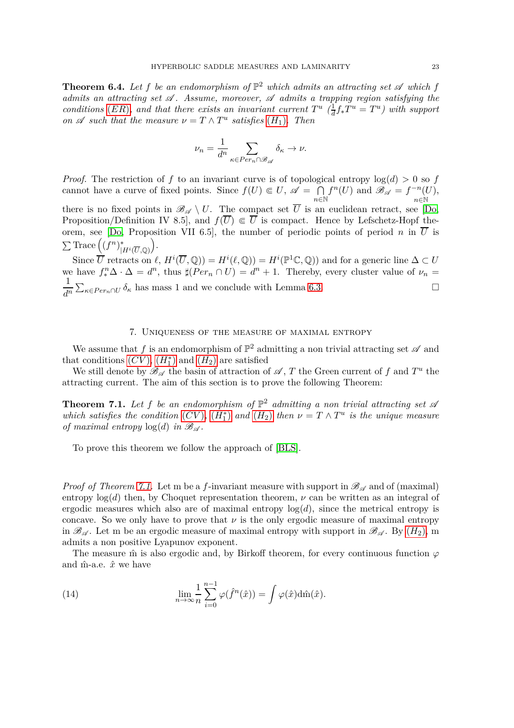**Theorem 6.4.** *Let $f$ be an endomorphism of $\mathbb{P}^2$ which admits an attracting set $\mathscr{A}$ which $f$ admits an attracting set $\mathscr{A}$. Assume, moreover, $\mathscr{A}$ admits a trapping region satisfying the conditions (ER), and that there exists an invariant current $T^u$ ($\frac{1}{d}f_*T^u = T^u$) with support on $\mathscr{A}$ such that the measure $\nu = T \wedge T^u$ satisfies $(H_1)$. Then*

$$\nu_n = \frac{1}{d^n} \sum_{\kappa \in Per_n \cap \mathscr{B}_{\mathscr{A}}} \delta_\kappa \to \nu.$$

*Proof.* The restriction of $f$ to an invariant curve is of topological entropy $\log(d) > 0$ so $f$ cannot have a curve of fixed points. Since $f(U) \Subset U$, $\mathscr{A} = \bigcap_{n\in\mathbb{N}} f^n(U)$ and $\mathscr{B}_{\mathscr{A}} = f^{-n}(U)$, $n\in\mathbb{N}$ there is no fixed points in $\mathscr{B}_{\mathscr{A}} \setminus U$. The compact set $\overline{U}$ is an euclidean retract, see [Do, Proposition/Definition IV 8.5], and $f(\overline{U}) \Subset \overline{U}$ is compact. Hence by Lefschetz-Hopf theorem, see [Do, Proposition VII 6.5], the number of periodic points of period $n$ in $\overline{U}$ is $\sum \text{Trace}\left((f^n)^*_{|H^i(\overline{U},\mathbb{Q})}\right)$.

Since $\overline{U}$ retracts on $\ell$, $H^i(\overline{U},\mathbb{Q})) = H^i(\ell,\mathbb{Q})) = H^i(\mathbb{P}^1\mathbb{C},\mathbb{Q}))$ and for a generic line $\Delta \subset U$ we have $f^n_*\Delta \cdot \Delta = d^n$, thus $\sharp(Per_n \cap U) = d^n + 1$. Thereby, every cluster value of $\nu_n = \frac{1}{d^n}\sum_{\kappa\in Per_n\cap U} \delta_\kappa$ has mass 1 and we conclude with Lemma 6.3. $\square$

## 7. Uniqueness of the measure of maximal entropy

We assume that $f$ is an endomorphism of $\mathbb{P}^2$ admitting a non trivial attracting set $\mathscr{A}$ and that conditions (CV), $(H_1^*)$ and $(H_2)$ are satisfied

We still denote by $\mathscr{B}_{\mathscr{A}}$ the basin of attraction of $\mathscr{A}$, $T$ the Green current of $f$ and $T^u$ the attracting current. The aim of this section is to prove the following Theorem:

**Theorem 7.1.** *Let $f$ be an endomorphism of $\mathbb{P}^2$ admitting a non trivial attracting set $\mathscr{A}$ which satisfies the condition (CV), $(H_1^*)$ and $(H_2)$ then $\nu = T \wedge T^u$ is the unique measure of maximal entropy $\log(d)$ in $\mathscr{B}_{\mathscr{A}}$.*

To prove this theorem we follow the approach of [BLS].

*Proof of Theorem 7.1.* Let m be a $f$-invariant measure with support in $\mathscr{B}_{\mathscr{A}}$ and of (maximal) entropy $\log(d)$ then, by Choquet representation theorem, $\nu$ can be written as an integral of ergodic measures which also are of maximal entropy $\log(d)$, since the metrical entropy is concave. So we only have to prove that $\nu$ is the only ergodic measure of maximal entropy in $\mathscr{B}_{\mathscr{A}}$. Let m be an ergodic measure of maximal entropy with support in $\mathscr{B}_{\mathscr{A}}$. By $(H_2)$, m admits a non positive Lyapunov exponent.

The measure $\hat{\mathrm{m}}$ is also ergodic and, by Birkhoff theorem, for every continuous function $\varphi$ and $\hat{\mathrm{m}}$-a.e. $\hat{x}$ we have

$$\lim_{n\to\infty} \frac{1}{n} \sum_{i=0}^{n-1} \varphi(\hat{f}^n(\hat{x})) = \int \varphi(\hat{x}) \mathrm{d}\hat{\mathrm{m}}(\hat{x}). \tag{14}$$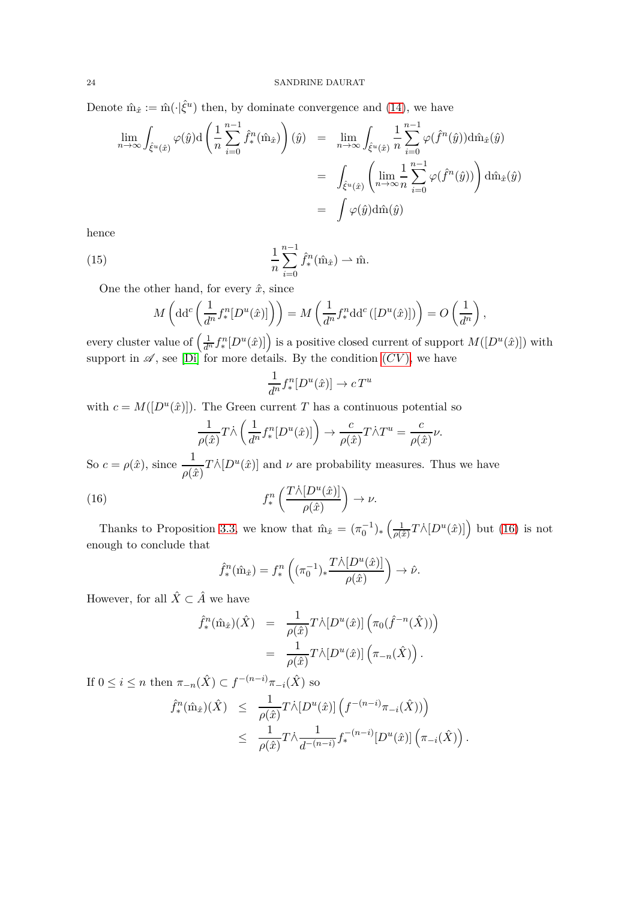Denote $\hat{\mathrm{m}}_{\hat{x}} := \hat{\mathrm{m}}(\cdot|\hat{\xi}^u)$ then, by dominate convergence and (14), we have

$$
\begin{aligned}
\lim_{n\to\infty}\int_{\hat{\xi}^u(\hat{x})} \varphi(\hat{y})\mathrm{d}\left(\frac{1}{n}\sum_{i=0}^{n-1}\hat{f}_*^n(\hat{\mathrm{m}}_{\hat{x}})\right)(\hat{y}) &= \lim_{n\to\infty}\int_{\hat{\xi}^u(\hat{x})} \frac{1}{n}\sum_{i=0}^{n-1}\varphi(\hat{f}^n(\hat{y}))\mathrm{d}\hat{\mathrm{m}}_{\hat{x}}(\hat{y}) \\
&= \int_{\hat{\xi}^u(\hat{x})}\left(\lim_{n\to\infty}\frac{1}{n}\sum_{i=0}^{n-1}\varphi(\hat{f}^n(\hat{y}))\right)\mathrm{d}\hat{\mathrm{m}}_{\hat{x}}(\hat{y}) \\
&= \int \varphi(\hat{y})\mathrm{d}\hat{\mathrm{m}}(\hat{y})
\end{aligned}
$$

hence

$$
\frac{1}{n}\sum_{i=0}^{n-1}\hat{f}_*^n(\hat{\mathrm{m}}_{\hat{x}}) \rightharpoonup \hat{\mathrm{m}}. \tag{15}
$$

One the other hand, for every $\hat{x}$, since

$$
M\left(\mathrm{dd}^c\left(\frac{1}{d^n}f_*^n[D^u(\hat{x})]\right)\right) = M\left(\frac{1}{d^n}f_*^n\mathrm{dd}^c\left([D^u(\hat{x})]\right)\right) = O\left(\frac{1}{d^n}\right),
$$

every cluster value of $\left(\frac{1}{d^n}f_*^n[D^u(\hat{x})]\right)$ is a positive closed current of support $M([D^u(\hat{x})])$ with support in $\mathscr{A}$, see [Di] for more details. By the condition $(CV)$, we have

$$
\frac{1}{d^n}f_*^n[D^u(\hat{x})] \to c\,T^u
$$

with $c = M([D^u(\hat{x})])$. The Green current $T$ has a continuous potential so

$$
\frac{1}{\rho(\hat{x})}T\dot{\wedge}\left(\frac{1}{d^n}f_*^n[D^u(\hat{x})]\right) \to \frac{c}{\rho(\hat{x})}T\dot{\wedge}T^u = \frac{c}{\rho(\hat{x})}\nu.
$$

So $c = \rho(\hat{x})$, since $\dfrac{1}{\rho(\hat{x})}T\dot{\wedge}[D^u(\hat{x})]$ and $\nu$ are probability measures. Thus we have

$$
f_*^n\left(\frac{T\dot{\wedge}[D^u(\hat{x})]}{\rho(\hat{x})}\right) \to \nu. \tag{16}
$$

Thanks to Proposition 3.3, we know that $\hat{\mathrm{m}}_{\hat{x}} = (\pi_0^{-1})_*\left(\frac{1}{\rho(\hat{x})}T\dot{\wedge}[D^u(\hat{x})]\right)$ but (16) is not enough to conclude that

$$
\hat{f}_*^n(\hat{\mathrm{m}}_{\hat{x}}) = f_*^n\left((\pi_0^{-1})_*\frac{T\dot{\wedge}[D^u(\hat{x})]}{\rho(\hat{x})}\right) \to \hat{\nu}.
$$

However, for all $\hat{X} \subset \hat{A}$ we have

$$
\begin{aligned}
\hat{f}_*^n(\hat{\mathrm{m}}_{\hat{x}})(\hat{X}) &= \frac{1}{\rho(\hat{x})}T\dot{\wedge}[D^u(\hat{x})]\left(\pi_0(\hat{f}^{-n}(\hat{X}))\right) \\
&= \frac{1}{\rho(\hat{x})}T\dot{\wedge}[D^u(\hat{x})]\left(\pi_{-n}(\hat{X})\right).
\end{aligned}
$$

If $0 \le i \le n$ then $\pi_{-n}(\hat{X}) \subset f^{-(n-i)}\pi_{-i}(\hat{X})$ so

$$
\begin{aligned}
\hat{f}_*^n(\hat{\mathrm{m}}_{\hat{x}})(\hat{X}) &\le \frac{1}{\rho(\hat{x})}T\dot{\wedge}[D^u(\hat{x})]\left(f^{-(n-i)}\pi_{-i}(\hat{X})\right) \\
&\le \frac{1}{\rho(\hat{x})}T\dot{\wedge}\frac{1}{d^{-(n-i)}}f_*^{-(n-i)}[D^u(\hat{x})]\left(\pi_{-i}(\hat{X})\right).
\end{aligned}
$$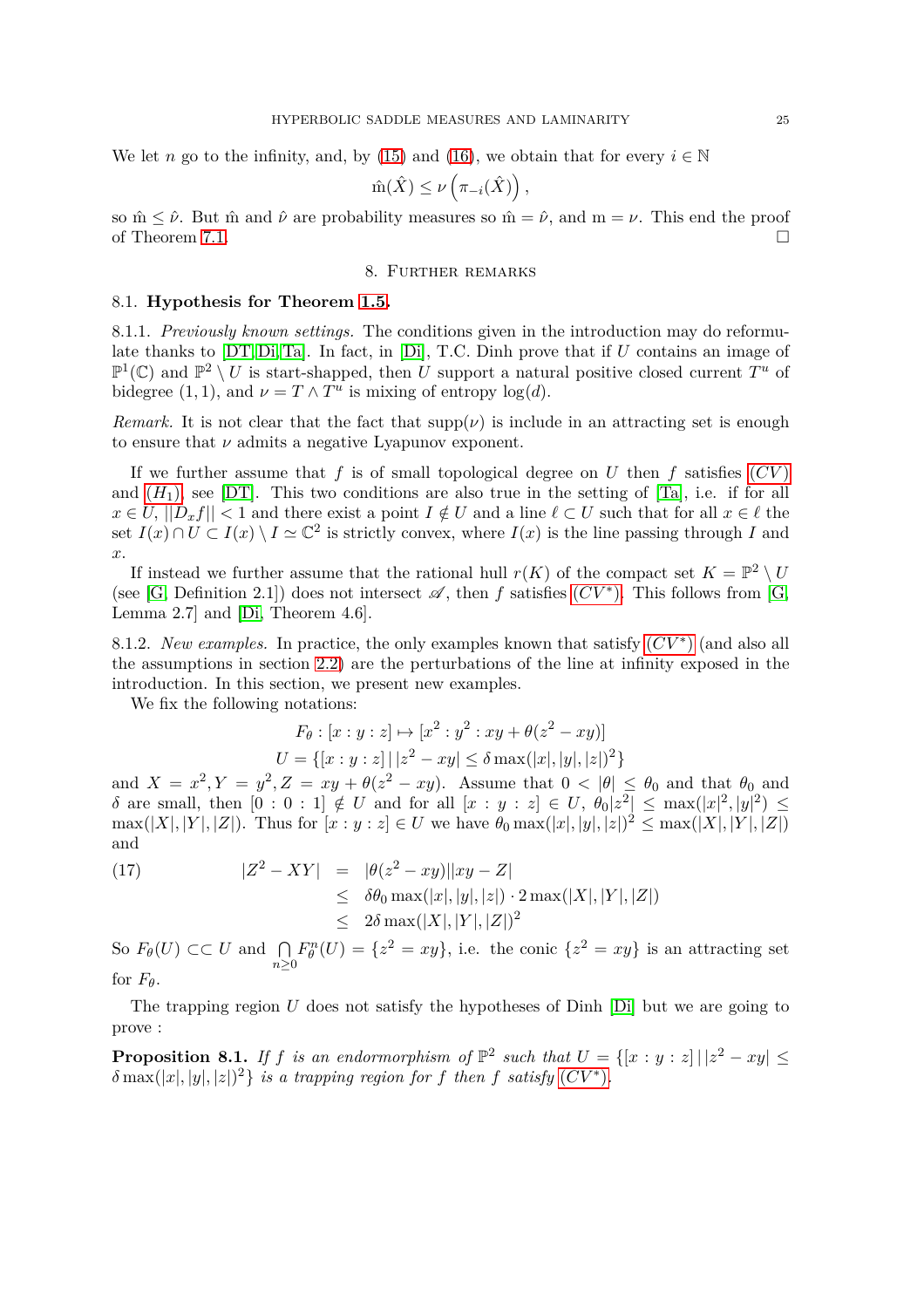We let $n$ go to the infinity, and, by (15) and (16), we obtain that for every $i \in \mathbb{N}$

$$\hat{\mathrm{m}}(\hat{X}) \leq \nu\left(\pi_{-i}(\hat{X})\right),$$

so $\hat{\mathrm{m}} \leq \hat{\nu}$. But $\hat{\mathrm{m}}$ and $\hat{\nu}$ are probability measures so $\hat{\mathrm{m}} = \hat{\nu}$, and $\mathrm{m} = \nu$. This end the proof of Theorem 7.1. $\square$

## 8. Further remarks

### 8.1. Hypothesis for Theorem 1.5.

8.1.1. *Previously known settings.* The conditions given in the introduction may do reformulate thanks to [DT][Di][Ta]. In fact, in [Di], T.C. Dinh prove that if $U$ contains an image of $\mathbb{P}^1(\mathbb{C})$ and $\mathbb{P}^2 \setminus U$ is start-shapped, then $U$ support a natural positive closed current $T^u$ of bidegree $(1,1)$, and $\nu = T \wedge T^u$ is mixing of entropy $\log(d)$.

*Remark.* It is not clear that the fact that $\mathrm{supp}(\nu)$ is include in an attracting set is enough to ensure that $\nu$ admits a negative Lyapunov exponent.

If we further assume that $f$ is of small topological degree on $U$ then $f$ satisfies $(CV)$ and $(H_1)$, see [DT]. This two conditions are also true in the setting of [Ta], i.e. if for all $x \in U$, $||D_x f|| < 1$ and there exist a point $I \notin U$ and a line $\ell \subset U$ such that for all $x \in \ell$ the set $I(x) \cap U \subset I(x) \setminus I \simeq \mathbb{C}^2$ is strictly convex, where $I(x)$ is the line passing through $I$ and $x$.

If instead we further assume that the rational hull $r(K)$ of the compact set $K = \mathbb{P}^2 \setminus U$ (see [G, Definition 2.1]) does not intersect $\mathscr{A}$, then $f$ satisfies $(CV^*)$. This follows from [G, Lemma 2.7] and [Di, Theorem 4.6].

8.1.2. *New examples.* In practice, the only examples known that satisfy $(CV^*)$ (and also all the assumptions in section 2.2) are the perturbations of the line at infinity exposed in the introduction. In this section, we present new examples.

We fix the following notations:

$$F_\theta : [x:y:z] \mapsto [x^2 : y^2 : xy + \theta(z^2 - xy)]$$
$$U = \{[x:y:z] \,|\, |z^2 - xy| \leq \delta \max(|x|,|y|,|z|)^2\}$$

and $X = x^2, Y = y^2, Z = xy + \theta(z^2 - xy)$. Assume that $0 < |\theta| \leq \theta_0$ and that $\theta_0$ and $\delta$ are small, then $[0:0:1] \notin U$ and for all $[x:y:z] \in U$, $\theta_0 |z^2| \leq \max(|x|^2, |y^2|) \leq \max(|X|,|Y|,|Z|)$. Thus for $[x:y:z] \in U$ we have $\theta_0 \max(|x|,|y|,|z|)^2 \leq \max(|X|,|Y|,|Z|)$ and

$$
\begin{aligned}
|Z^2 - XY| &= |\theta(z^2 - xy)||xy - Z| \\
&\leq \delta\theta_0 \max(|x|,|y|,|z|) \cdot 2\max(|X|,|Y|,|Z|) \\
&\leq 2\delta \max(|X|,|Y|,|Z|)^2
\end{aligned}
\tag{17}
$$

So $F_\theta(U) \subset\subset U$ and $\bigcap\limits_{n \geq 0} F_\theta^n(U) = \{z^2 = xy\}$, i.e. the conic $\{z^2 = xy\}$ is an attracting set for $F_\theta$.

The trapping region $U$ does not satisfy the hypotheses of Dinh [Di] but we are going to prove :

**Proposition 8.1.** *If $f$ is an endormorphism of $\mathbb{P}^2$ such that $U = \{[x:y:z] \,|\, |z^2 - xy| \leq \delta \max(|x|,|y|,|z|)^2\}$ is a trapping region for $f$ then $f$ satisfy $(CV^*)$.*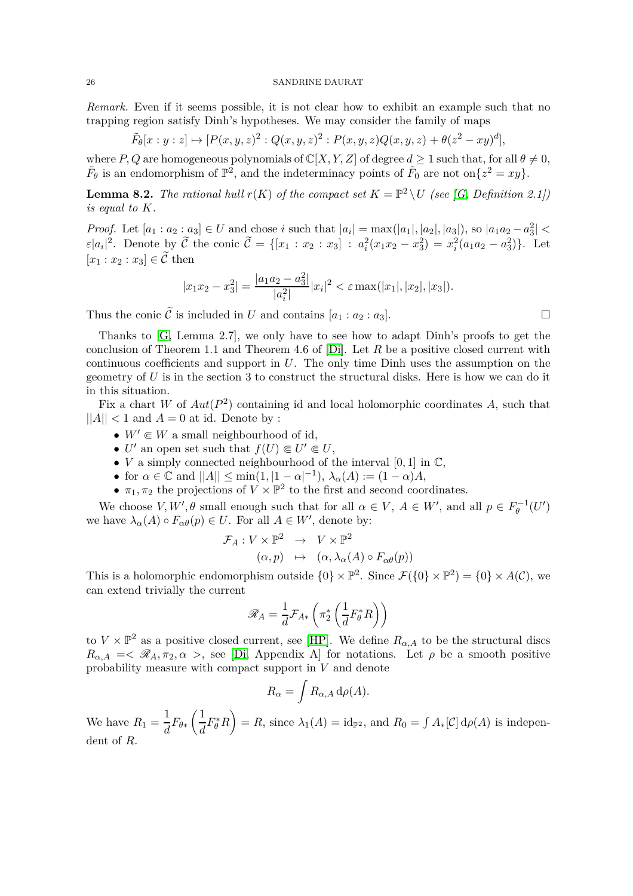*Remark.* Even if it seems possible, it is not clear how to exhibit an example such that no trapping region satisfy Dinh's hypotheses. We may consider the family of maps

$$\tilde{F}_\theta[x:y:z] \mapsto [P(x,y,z)^2 : Q(x,y,z)^2 : P(x,y,z)Q(x,y,z) + \theta(z^2 - xy)^d],$$

where $P, Q$ are homogeneous polynomials of $\mathbb{C}[X,Y,Z]$ of degree $d \geq 1$ such that, for all $\theta \neq 0$, $\tilde{F}_\theta$ is an endomorphism of $\mathbb{P}^2$, and the indeterminacy points of $\tilde{F}_0$ are not on$\{z^2 = xy\}$.

**Lemma 8.2.** *The rational hull $r(K)$ of the compact set $K = \mathbb{P}^2 \setminus U$ (see [G, Definition 2.1]) is equal to $K$.*

*Proof.* Let $[a_1 : a_2 : a_3] \in U$ and chose $i$ such that $|a_i| = \max(|a_1|, |a_2|, |a_3|)$, so $|a_1 a_2 - a_3^2| < \varepsilon |a_i|^2$. Denote by $\widetilde{\mathcal{C}}$ the conic $\widetilde{\mathcal{C}} = \{[x_1 : x_2 : x_3] \,:\, a_i^2(x_1x_2 - x_3^2) = x_i^2(a_1a_2 - a_3^2)\}$. Let $[x_1 : x_2 : x_3] \in \widetilde{\mathcal{C}}$ then

$$|x_1x_2 - x_3^2| = \frac{|a_1a_2 - a_3^2|}{|a_i^2|}|x_i|^2 < \varepsilon \max(|x_1|, |x_2|, |x_3|).$$

Thus the conic $\widetilde{\mathcal{C}}$ is included in $U$ and contains $[a_1 : a_2 : a_3]$. $\square$

Thanks to [G, Lemma 2.7], we only have to see how to adapt Dinh's proofs to get the conclusion of Theorem 1.1 and Theorem 4.6 of [Di]. Let $R$ be a positive closed current with continuous coefficients and support in $U$. The only time Dinh uses the assumption on the geometry of $U$ is in the section 3 to construct the structural disks. Here is how we can do it in this situation.

Fix a chart $W$ of $Aut(P^2)$ containing id and local holomorphic coordinates $A$, such that $||A|| < 1$ and $A = 0$ at id. Denote by :

- $W' \Subset W$ a small neighbourhood of id,
- $U'$ an open set such that $f(U) \Subset U' \Subset U$,
- $V$ a simply connected neighbourhood of the interval $[0,1]$ in $\mathbb{C}$,
- for $\alpha \in \mathbb{C}$ and $||A|| \leq \min(1, |1-\alpha|^{-1})$, $\lambda_\alpha(A) := (1-\alpha)A$,
- $\pi_1, \pi_2$ the projections of $V \times \mathbb{P}^2$ to the first and second coordinates.

We choose $V, W', \theta$ small enough such that for all $\alpha \in V$, $A \in W'$, and all $p \in F_\theta^{-1}(U')$ we have $\lambda_\alpha(A) \circ F_{\alpha\theta}(p) \in U$. For all $A \in W'$, denote by:

$$\begin{aligned} \mathcal{F}_A : V \times \mathbb{P}^2 &\to V \times \mathbb{P}^2 \\ (\alpha, p) &\mapsto (\alpha, \lambda_\alpha(A) \circ F_{\alpha\theta}(p)) \end{aligned}$$

This is a holomorphic endomorphism outside $\{0\} \times \mathbb{P}^2$. Since $\mathcal{F}(\{0\} \times \mathbb{P}^2) = \{0\} \times A(\mathcal{C})$, we can extend trivially the current

$$\mathscr{R}_A = \frac{1}{d}\mathcal{F}_{A*}\left(\pi_2^*\left(\frac{1}{d}F_\theta^* R\right)\right)$$

to $V \times \mathbb{P}^2$ as a positive closed current, see [HP]. We define $R_{\alpha,A}$ to be the structural discs $R_{\alpha,A} =< \mathscr{R}_A, \pi_2, \alpha >$, see [Di, Appendix A] for notations. Let $\rho$ be a smooth positive probability measure with compact support in $V$ and denote

$$R_\alpha = \int R_{\alpha,A}\, \mathrm{d}\rho(A).$$

We have $R_1 = \dfrac{1}{d}F_{\theta*}\left(\dfrac{1}{d}F_\theta^* R\right) = R$, since $\lambda_1(A) = \mathrm{id}_{\mathbb{P}^2}$, and $R_0 = \int A_*[\mathcal{C}]\, \mathrm{d}\rho(A)$ is independent of $R$.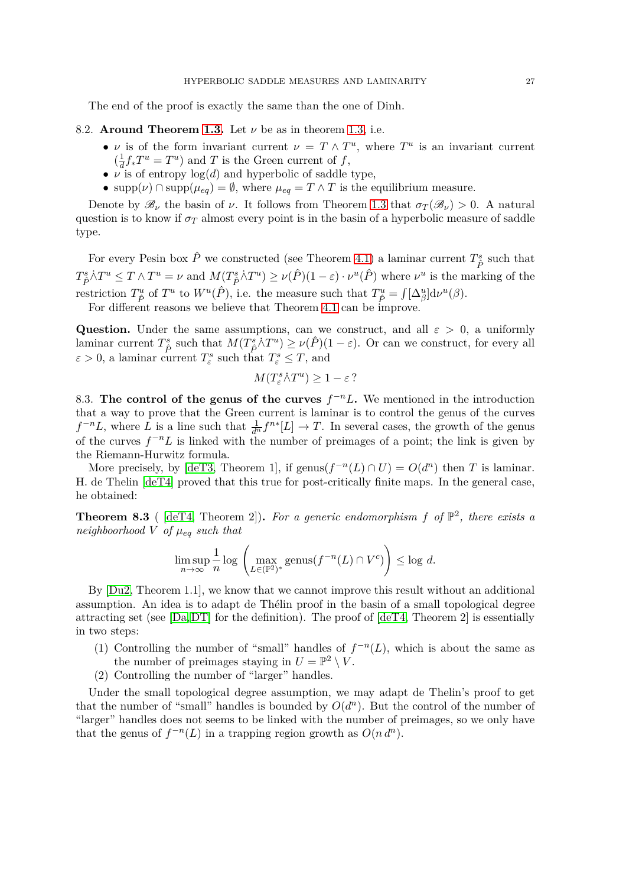The end of the proof is exactly the same than the one of Dinh.

**8.2. Around Theorem 1.3.** Let $\nu$ be as in theorem 1.3, i.e.

- $\nu$ is of the form invariant current $\nu = T \wedge T^u$, where $T^u$ is an invariant current ($\frac{1}{d} f_* T^u = T^u$) and $T$ is the Green current of $f$,
- $\nu$ is of entropy $\log(d)$ and hyperbolic of saddle type,
- $\mathrm{supp}(\nu) \cap \mathrm{supp}(\mu_{eq}) = \emptyset$, where $\mu_{eq} = T \wedge T$ is the equilibrium measure.

Denote by $\mathscr{B}_\nu$ the basin of $\nu$. It follows from Theorem 1.3 that $\sigma_T(\mathscr{B}_\nu) > 0$. A natural question is to know if $\sigma_T$ almost every point is in the basin of a hyperbolic measure of saddle type.

For every Pesin box $\hat{P}$ we constructed (see Theorem 4.1) a laminar current $T^s_{\hat{P}}$ such that $T^s_{\hat{P}} \dot{\wedge} T^u \leq T \wedge T^u = \nu$ and $M(T^s_{\hat{P}} \dot{\wedge} T^u) \geq \nu(\hat{P})(1-\varepsilon) \cdot \nu^u(\hat{P})$ where $\nu^u$ is the marking of the restriction $T^u_{\hat{P}}$ of $T^u$ to $W^u(\hat{P})$, i.e. the measure such that $T^u_{\hat{P}} = \int [\Delta^u_\beta] \mathrm{d}\nu^u(\beta)$.

For different reasons we believe that Theorem 4.1 can be improve.

**Question.** Under the same assumptions, can we construct, and all $\varepsilon > 0$, a uniformly laminar current $T^s_{\hat{P}}$ such that $M(T^s_{\hat{P}} \dot{\wedge} T^u) \geq \nu(\hat{P})(1-\varepsilon)$. Or can we construct, for every all $\varepsilon > 0$, a laminar current $T^s_\varepsilon$ such that $T^s_\varepsilon \leq T$, and

$$M(T^s_\varepsilon \dot{\wedge} T^u) \geq 1 - \varepsilon\,?$$

**8.3. The control of the genus of the curves $f^{-n}L$.** We mentioned in the introduction that a way to prove that the Green current is laminar is to control the genus of the curves $f^{-n}L$, where $L$ is a line such that $\frac{1}{d^n} f^{n*}[L] \to T$. In several cases, the growth of the genus of the curves $f^{-n}L$ is linked with the number of preimages of a point; the link is given by the Riemann-Hurwitz formula.

More precisely, by [deT3, Theorem 1], if $\mathrm{genus}(f^{-n}(L) \cap U) = O(d^n)$ then $T$ is laminar. H. de Thelin [deT4] proved that this true for post-critically finite maps. In the general case, he obtained:

**Theorem 8.3** ( [deT4, Theorem 2]). *For a generic endomorphism $f$ of $\mathbb{P}^2$, there exists a neighboorhood $V$ of $\mu_{eq}$ such that*

$$\limsup_{n \to \infty} \frac{1}{n} \log \left( \max_{L \in (\mathbb{P}^2)^*} \mathrm{genus}(f^{-n}(L) \cap V^c) \right) \leq \log\, d.$$

By [Du2, Theorem 1.1], we know that we cannot improve this result without an additional assumption. An idea is to adapt de Thélin proof in the basin of a small topological degree attracting set (see [Da, DT] for the definition). The proof of [deT4, Theorem 2] is essentially in two steps:

1. Controlling the number of "small" handles of $f^{-n}(L)$, which is about the same as the number of preimages staying in $U = \mathbb{P}^2 \setminus V$.
2. Controlling the number of "larger" handles.

Under the small topological degree assumption, we may adapt de Thelin's proof to get that the number of "small" handles is bounded by $O(d^n)$. But the control of the number of "larger" handles does not seems to be linked with the number of preimages, so we only have that the genus of $f^{-n}(L)$ in a trapping region growth as $O(n\, d^n)$.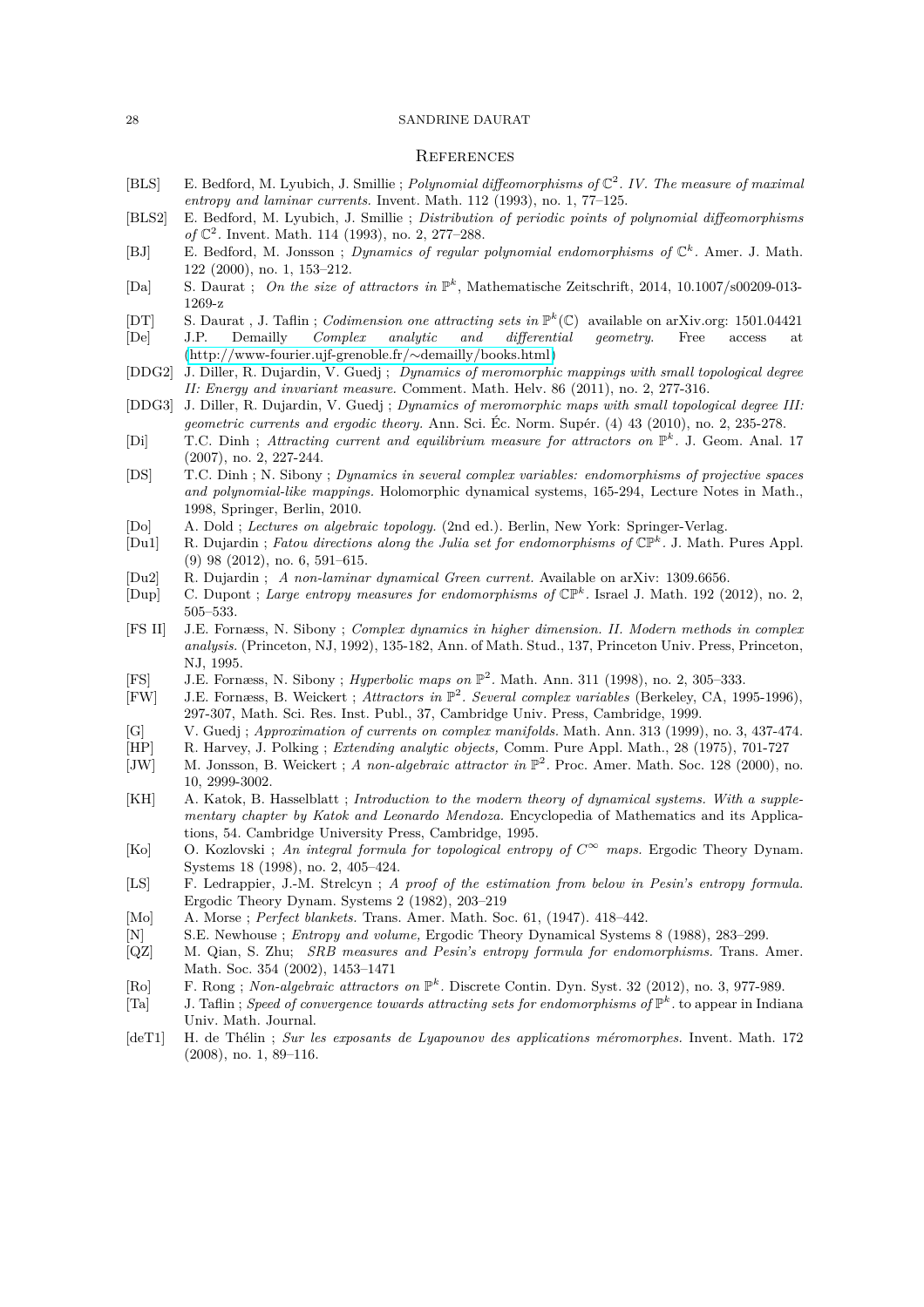## References

[BLS] E. Bedford, M. Lyubich, J. Smillie ; *Polynomial diffeomorphisms of $\mathbb{C}^2$. IV. The measure of maximal entropy and laminar currents.* Invent. Math. 112 (1993), no. 1, 77–125.

[BLS2] E. Bedford, M. Lyubich, J. Smillie ; *Distribution of periodic points of polynomial diffeomorphisms of $\mathbb{C}^2$.* Invent. Math. 114 (1993), no. 2, 277–288.

[BJ] E. Bedford, M. Jonsson ; *Dynamics of regular polynomial endomorphisms of $\mathbb{C}^k$.* Amer. J. Math. 122 (2000), no. 1, 153–212.

[Da] S. Daurat ; *On the size of attractors in $\mathbb{P}^k$*, Mathematische Zeitschrift, 2014, 10.1007/s00209-013-1269-z

[DT] S. Daurat , J. Taflin ; *Codimension one attracting sets in $\mathbb{P}^k(\mathbb{C})$* available on arXiv.org: 1501.04421

[De] J.P. Demailly *Complex analytic and differential geometry.* Free access at (http://www-fourier.ujf-grenoble.fr/∼demailly/books.html)

[DDG2] J. Diller, R. Dujardin, V. Guedj ; *Dynamics of meromorphic mappings with small topological degree II: Energy and invariant measure.* Comment. Math. Helv. 86 (2011), no. 2, 277-316.

[DDG3] J. Diller, R. Dujardin, V. Guedj ; *Dynamics of meromorphic maps with small topological degree III: geometric currents and ergodic theory.* Ann. Sci. Éc. Norm. Supér. (4) 43 (2010), no. 2, 235-278.

[Di] T.C. Dinh ; *Attracting current and equilibrium measure for attractors on $\mathbb{P}^k$.* J. Geom. Anal. 17 (2007), no. 2, 227-244.

[DS] T.C. Dinh ; N. Sibony ; *Dynamics in several complex variables: endomorphisms of projective spaces and polynomial-like mappings.* Holomorphic dynamical systems, 165-294, Lecture Notes in Math., 1998, Springer, Berlin, 2010.

[Do] A. Dold ; *Lectures on algebraic topology.* (2nd ed.). Berlin, New York: Springer-Verlag.

[Du1] R. Dujardin ; *Fatou directions along the Julia set for endomorphisms of $\mathbb{CP}^k$.* J. Math. Pures Appl. (9) 98 (2012), no. 6, 591–615.

[Du2] R. Dujardin ; *A non-laminar dynamical Green current.* Available on arXiv: 1309.6656.

[Dup] C. Dupont ; *Large entropy measures for endomorphisms of $\mathbb{CP}^k$.* Israel J. Math. 192 (2012), no. 2, 505–533.

[FS II] J.E. Fornæss, N. Sibony ; *Complex dynamics in higher dimension. II. Modern methods in complex analysis.* (Princeton, NJ, 1992), 135-182, Ann. of Math. Stud., 137, Princeton Univ. Press, Princeton, NJ, 1995.

[FS] J.E. Fornæss, N. Sibony ; *Hyperbolic maps on $\mathbb{P}^2$.* Math. Ann. 311 (1998), no. 2, 305–333.

[FW] J.E. Fornæss, B. Weickert ; *Attractors in $\mathbb{P}^2$. Several complex variables* (Berkeley, CA, 1995-1996), 297-307, Math. Sci. Res. Inst. Publ., 37, Cambridge Univ. Press, Cambridge, 1999.

[G] V. Guedj ; *Approximation of currents on complex manifolds.* Math. Ann. 313 (1999), no. 3, 437-474.

[HP] R. Harvey, J. Polking ; *Extending analytic objects,* Comm. Pure Appl. Math., 28 (1975), 701-727

[JW] M. Jonsson, B. Weickert ; *A non-algebraic attractor in $\mathbb{P}^2$.* Proc. Amer. Math. Soc. 128 (2000), no. 10, 2999-3002.

[KH] A. Katok, B. Hasselblatt ; *Introduction to the modern theory of dynamical systems. With a supplementary chapter by Katok and Leonardo Mendoza.* Encyclopedia of Mathematics and its Applications, 54. Cambridge University Press, Cambridge, 1995.

[Ko] O. Kozlovski ; *An integral formula for topological entropy of $C^\infty$ maps.* Ergodic Theory Dynam. Systems 18 (1998), no. 2, 405–424.

[LS] F. Ledrappier, J.-M. Strelcyn ; *A proof of the estimation from below in Pesin's entropy formula.* Ergodic Theory Dynam. Systems 2 (1982), 203–219

[Mo] A. Morse ; *Perfect blankets.* Trans. Amer. Math. Soc. 61, (1947). 418–442.

[N] S.E. Newhouse ; *Entropy and volume,* Ergodic Theory Dynamical Systems 8 (1988), 283–299.

[QZ] M. Qian, S. Zhu; *SRB measures and Pesin's entropy formula for endomorphisms.* Trans. Amer. Math. Soc. 354 (2002), 1453–1471

[Ro] F. Rong ; *Non-algebraic attractors on $\mathbb{P}^k$.* Discrete Contin. Dyn. Syst. 32 (2012), no. 3, 977-989.

[Ta] J. Taflin ; *Speed of convergence towards attracting sets for endomorphisms of $\mathbb{P}^k$.* to appear in Indiana Univ. Math. Journal.

[deT1] H. de Thélin ; *Sur les exposants de Lyapounov des applications méromorphes.* Invent. Math. 172 (2008), no. 1, 89–116.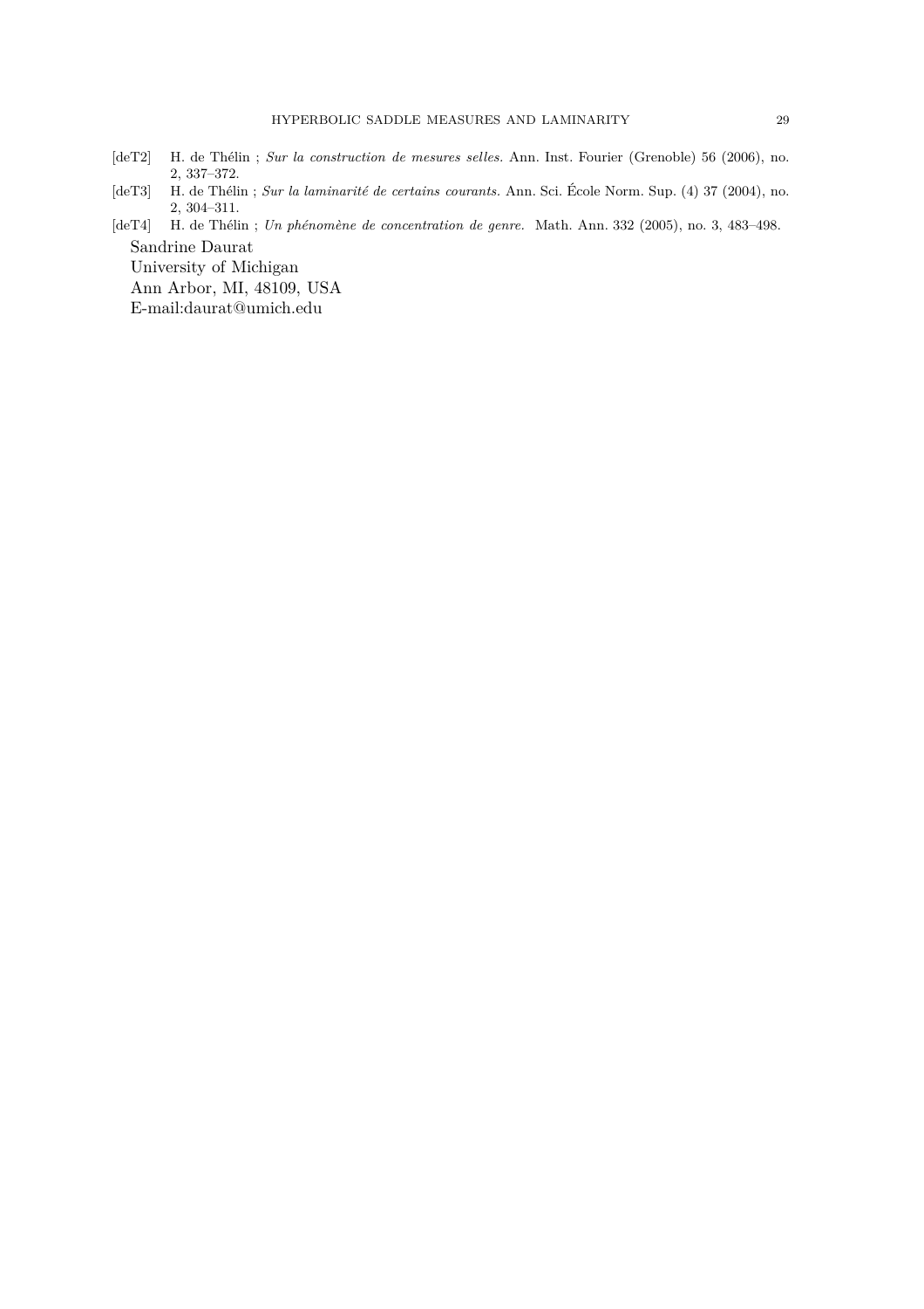[deT2] H. de Thélin ; *Sur la construction de mesures selles.* Ann. Inst. Fourier (Grenoble) 56 (2006), no. 2, 337–372.

[deT3] H. de Thélin ; *Sur la laminarité de certains courants.* Ann. Sci. École Norm. Sup. (4) 37 (2004), no. 2, 304–311.

[deT4] H. de Thélin ; *Un phénomène de concentration de genre.* Math. Ann. 332 (2005), no. 3, 483–498.

Sandrine Daurat
University of Michigan
Ann Arbor, MI, 48109, USA
E-mail:daurat@umich.edu